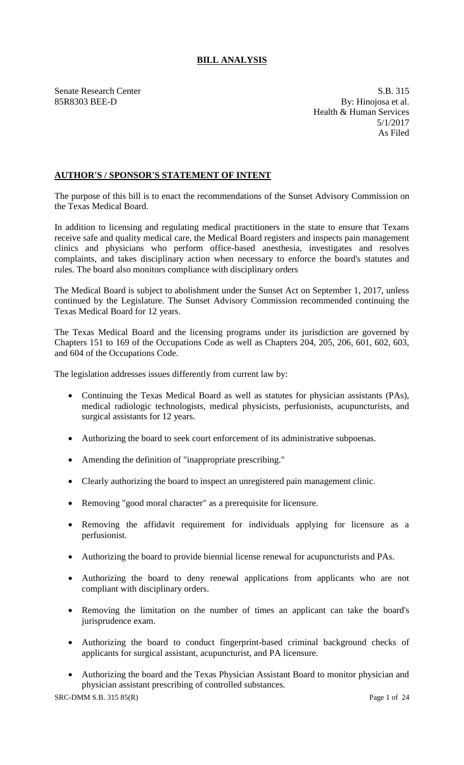## BILL ANALYSIS

Senate Research Center
85R8303 BEE-D

S.B. 315
By: Hinojosa et al.
Health & Human Services
5/1/2017
As Filed

### AUTHOR'S / SPONSOR'S STATEMENT OF INTENT

The purpose of this bill is to enact the recommendations of the Sunset Advisory Commission on the Texas Medical Board.

In addition to licensing and regulating medical practitioners in the state to ensure that Texans receive safe and quality medical care, the Medical Board registers and inspects pain management clinics and physicians who perform office-based anesthesia, investigates and resolves complaints, and takes disciplinary action when necessary to enforce the board's statutes and rules. The board also monitors compliance with disciplinary orders

The Medical Board is subject to abolishment under the Sunset Act on September 1, 2017, unless continued by the Legislature. The Sunset Advisory Commission recommended continuing the Texas Medical Board for 12 years.

The Texas Medical Board and the licensing programs under its jurisdiction are governed by Chapters 151 to 169 of the Occupations Code as well as Chapters 204, 205, 206, 601, 602, 603, and 604 of the Occupations Code.

The legislation addresses issues differently from current law by:

- Continuing the Texas Medical Board as well as statutes for physician assistants (PAs), medical radiologic technologists, medical physicists, perfusionists, acupuncturists, and surgical assistants for 12 years.
- Authorizing the board to seek court enforcement of its administrative subpoenas.
- Amending the definition of "inappropriate prescribing."
- Clearly authorizing the board to inspect an unregistered pain management clinic.
- Removing "good moral character" as a prerequisite for licensure.
- Removing the affidavit requirement for individuals applying for licensure as a perfusionist.
- Authorizing the board to provide biennial license renewal for acupuncturists and PAs.
- Authorizing the board to deny renewal applications from applicants who are not compliant with disciplinary orders.
- Removing the limitation on the number of times an applicant can take the board's jurisprudence exam.
- Authorizing the board to conduct fingerprint-based criminal background checks of applicants for surgical assistant, acupuncturist, and PA licensure.
- Authorizing the board and the Texas Physician Assistant Board to monitor physician and physician assistant prescribing of controlled substances.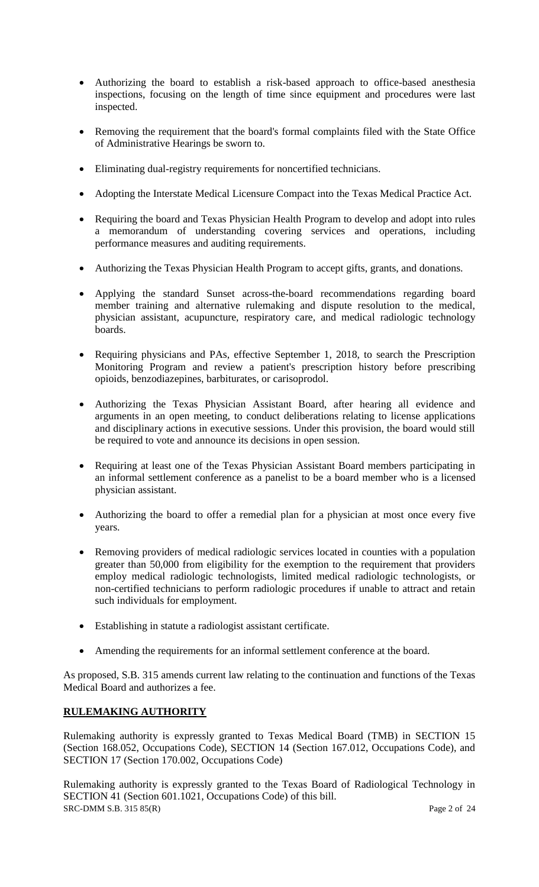- Authorizing the board to establish a risk-based approach to office-based anesthesia inspections, focusing on the length of time since equipment and procedures were last inspected.
- Removing the requirement that the board's formal complaints filed with the State Office of Administrative Hearings be sworn to.
- Eliminating dual-registry requirements for noncertified technicians.
- Adopting the Interstate Medical Licensure Compact into the Texas Medical Practice Act.
- Requiring the board and Texas Physician Health Program to develop and adopt into rules a memorandum of understanding covering services and operations, including performance measures and auditing requirements.
- Authorizing the Texas Physician Health Program to accept gifts, grants, and donations.
- Applying the standard Sunset across-the-board recommendations regarding board member training and alternative rulemaking and dispute resolution to the medical, physician assistant, acupuncture, respiratory care, and medical radiologic technology boards.
- Requiring physicians and PAs, effective September 1, 2018, to search the Prescription Monitoring Program and review a patient's prescription history before prescribing opioids, benzodiazepines, barbiturates, or carisoprodol.
- Authorizing the Texas Physician Assistant Board, after hearing all evidence and arguments in an open meeting, to conduct deliberations relating to license applications and disciplinary actions in executive sessions. Under this provision, the board would still be required to vote and announce its decisions in open session.
- Requiring at least one of the Texas Physician Assistant Board members participating in an informal settlement conference as a panelist to be a board member who is a licensed physician assistant.
- Authorizing the board to offer a remedial plan for a physician at most once every five years.
- Removing providers of medical radiologic services located in counties with a population greater than 50,000 from eligibility for the exemption to the requirement that providers employ medical radiologic technologists, limited medical radiologic technologists, or non-certified technicians to perform radiologic procedures if unable to attract and retain such individuals for employment.
- Establishing in statute a radiologist assistant certificate.
- Amending the requirements for an informal settlement conference at the board.

As proposed, S.B. 315 amends current law relating to the continuation and functions of the Texas Medical Board and authorizes a fee.

## RULEMAKING AUTHORITY

Rulemaking authority is expressly granted to Texas Medical Board (TMB) in SECTION 15 (Section 168.052, Occupations Code), SECTION 14 (Section 167.012, Occupations Code), and SECTION 17 (Section 170.002, Occupations Code)

Rulemaking authority is expressly granted to the Texas Board of Radiological Technology in SECTION 41 (Section 601.1021, Occupations Code) of this bill.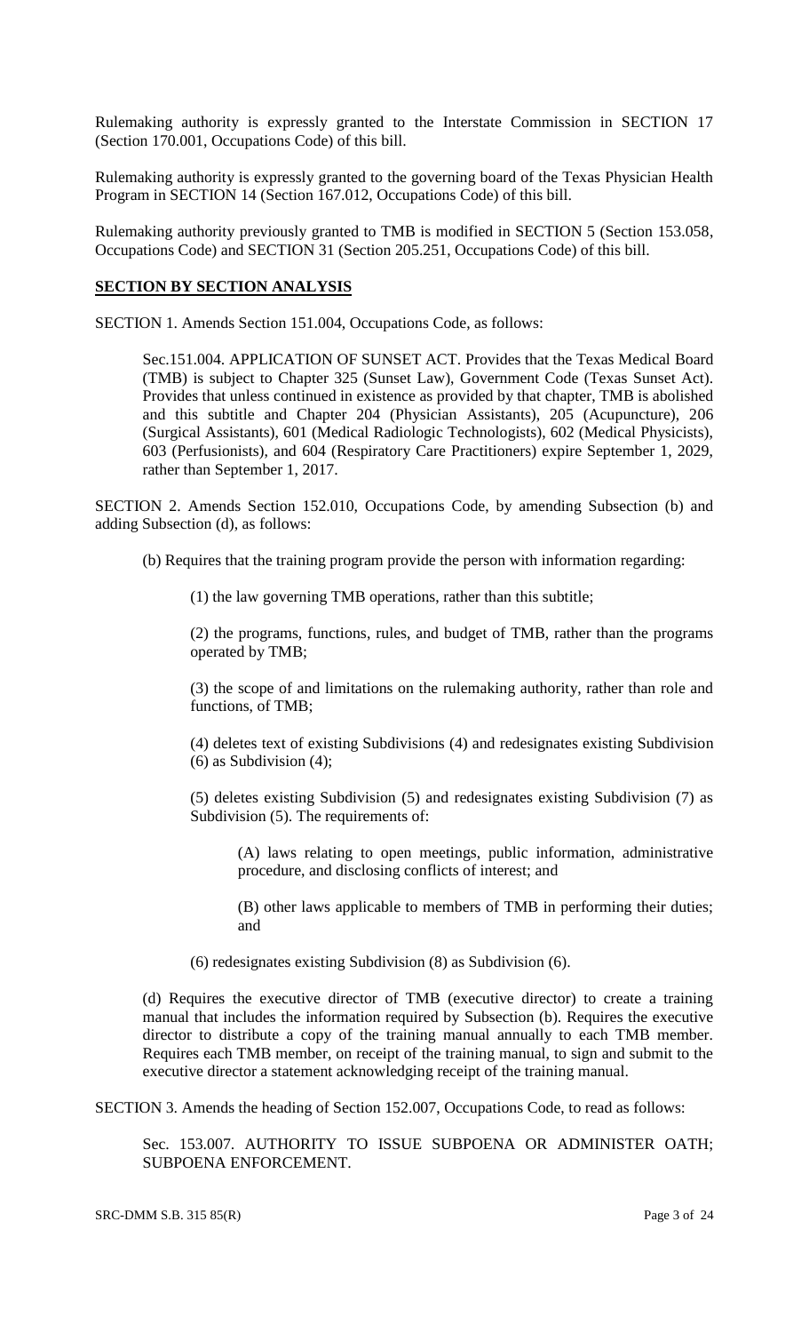Rulemaking authority is expressly granted to the Interstate Commission in SECTION 17 (Section 170.001, Occupations Code) of this bill.

Rulemaking authority is expressly granted to the governing board of the Texas Physician Health Program in SECTION 14 (Section 167.012, Occupations Code) of this bill.

Rulemaking authority previously granted to TMB is modified in SECTION 5 (Section 153.058, Occupations Code) and SECTION 31 (Section 205.251, Occupations Code) of this bill.

**SECTION BY SECTION ANALYSIS**

SECTION 1. Amends Section 151.004, Occupations Code, as follows:

Sec.151.004. APPLICATION OF SUNSET ACT. Provides that the Texas Medical Board (TMB) is subject to Chapter 325 (Sunset Law), Government Code (Texas Sunset Act). Provides that unless continued in existence as provided by that chapter, TMB is abolished and this subtitle and Chapter 204 (Physician Assistants), 205 (Acupuncture), 206 (Surgical Assistants), 601 (Medical Radiologic Technologists), 602 (Medical Physicists), 603 (Perfusionists), and 604 (Respiratory Care Practitioners) expire September 1, 2029, rather than September 1, 2017.

SECTION 2. Amends Section 152.010, Occupations Code, by amending Subsection (b) and adding Subsection (d), as follows:

(b) Requires that the training program provide the person with information regarding:

(1) the law governing TMB operations, rather than this subtitle;

(2) the programs, functions, rules, and budget of TMB, rather than the programs operated by TMB;

(3) the scope of and limitations on the rulemaking authority, rather than role and functions, of TMB;

(4) deletes text of existing Subdivisions (4) and redesignates existing Subdivision (6) as Subdivision (4);

(5) deletes existing Subdivision (5) and redesignates existing Subdivision (7) as Subdivision (5). The requirements of:

(A) laws relating to open meetings, public information, administrative procedure, and disclosing conflicts of interest; and

(B) other laws applicable to members of TMB in performing their duties; and

(6) redesignates existing Subdivision (8) as Subdivision (6).

(d) Requires the executive director of TMB (executive director) to create a training manual that includes the information required by Subsection (b). Requires the executive director to distribute a copy of the training manual annually to each TMB member. Requires each TMB member, on receipt of the training manual, to sign and submit to the executive director a statement acknowledging receipt of the training manual.

SECTION 3. Amends the heading of Section 152.007, Occupations Code, to read as follows:

Sec. 153.007. AUTHORITY TO ISSUE SUBPOENA OR ADMINISTER OATH; SUBPOENA ENFORCEMENT.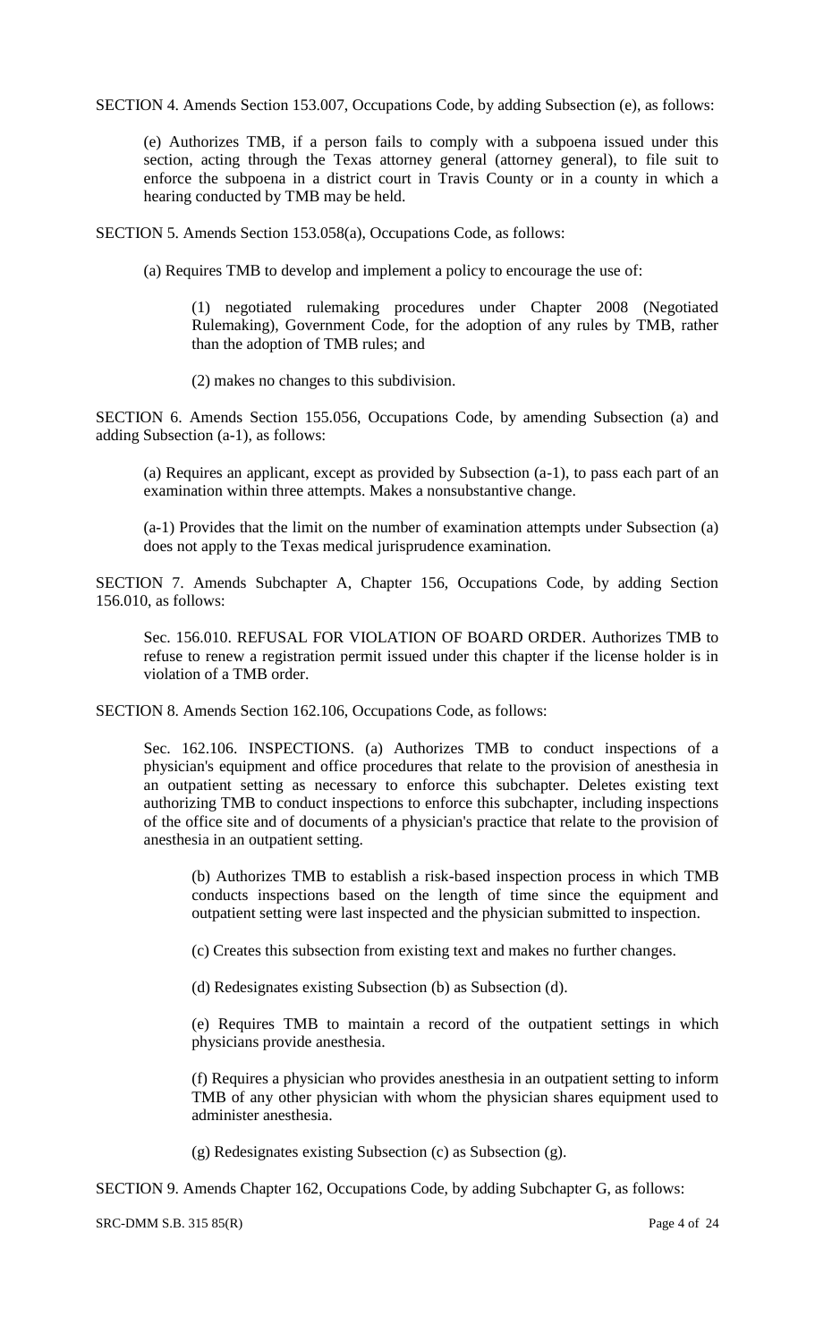SECTION 4. Amends Section 153.007, Occupations Code, by adding Subsection (e), as follows:

(e) Authorizes TMB, if a person fails to comply with a subpoena issued under this section, acting through the Texas attorney general (attorney general), to file suit to enforce the subpoena in a district court in Travis County or in a county in which a hearing conducted by TMB may be held.

SECTION 5. Amends Section 153.058(a), Occupations Code, as follows:

(a) Requires TMB to develop and implement a policy to encourage the use of:

(1) negotiated rulemaking procedures under Chapter 2008 (Negotiated Rulemaking), Government Code, for the adoption of any rules by TMB, rather than the adoption of TMB rules; and

(2) makes no changes to this subdivision.

SECTION 6. Amends Section 155.056, Occupations Code, by amending Subsection (a) and adding Subsection (a-1), as follows:

(a) Requires an applicant, except as provided by Subsection (a-1), to pass each part of an examination within three attempts. Makes a nonsubstantive change.

(a-1) Provides that the limit on the number of examination attempts under Subsection (a) does not apply to the Texas medical jurisprudence examination.

SECTION 7. Amends Subchapter A, Chapter 156, Occupations Code, by adding Section 156.010, as follows:

Sec. 156.010. REFUSAL FOR VIOLATION OF BOARD ORDER. Authorizes TMB to refuse to renew a registration permit issued under this chapter if the license holder is in violation of a TMB order.

SECTION 8. Amends Section 162.106, Occupations Code, as follows:

Sec. 162.106. INSPECTIONS. (a) Authorizes TMB to conduct inspections of a physician's equipment and office procedures that relate to the provision of anesthesia in an outpatient setting as necessary to enforce this subchapter. Deletes existing text authorizing TMB to conduct inspections to enforce this subchapter, including inspections of the office site and of documents of a physician's practice that relate to the provision of anesthesia in an outpatient setting.

(b) Authorizes TMB to establish a risk-based inspection process in which TMB conducts inspections based on the length of time since the equipment and outpatient setting were last inspected and the physician submitted to inspection.

(c) Creates this subsection from existing text and makes no further changes.

(d) Redesignates existing Subsection (b) as Subsection (d).

(e) Requires TMB to maintain a record of the outpatient settings in which physicians provide anesthesia.

(f) Requires a physician who provides anesthesia in an outpatient setting to inform TMB of any other physician with whom the physician shares equipment used to administer anesthesia.

(g) Redesignates existing Subsection (c) as Subsection (g).

SECTION 9. Amends Chapter 162, Occupations Code, by adding Subchapter G, as follows: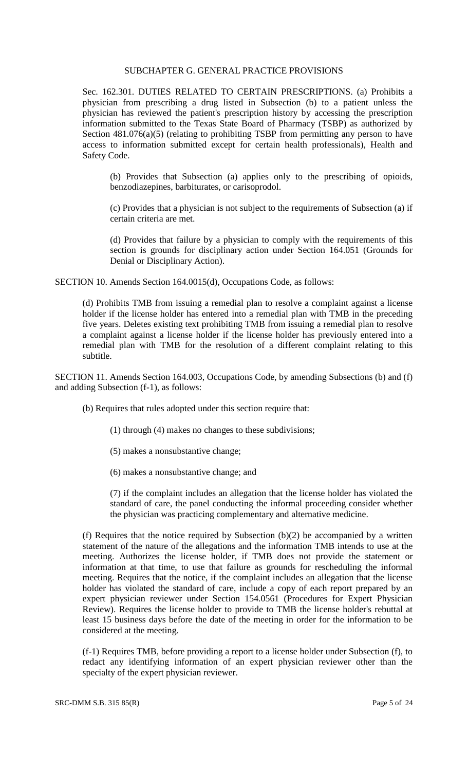SUBCHAPTER G. GENERAL PRACTICE PROVISIONS

Sec. 162.301. DUTIES RELATED TO CERTAIN PRESCRIPTIONS. (a) Prohibits a physician from prescribing a drug listed in Subsection (b) to a patient unless the physician has reviewed the patient's prescription history by accessing the prescription information submitted to the Texas State Board of Pharmacy (TSBP) as authorized by Section 481.076(a)(5) (relating to prohibiting TSBP from permitting any person to have access to information submitted except for certain health professionals), Health and Safety Code.

(b) Provides that Subsection (a) applies only to the prescribing of opioids, benzodiazepines, barbiturates, or carisoprodol.

(c) Provides that a physician is not subject to the requirements of Subsection (a) if certain criteria are met.

(d) Provides that failure by a physician to comply with the requirements of this section is grounds for disciplinary action under Section 164.051 (Grounds for Denial or Disciplinary Action).

SECTION 10. Amends Section 164.0015(d), Occupations Code, as follows:

(d) Prohibits TMB from issuing a remedial plan to resolve a complaint against a license holder if the license holder has entered into a remedial plan with TMB in the preceding five years. Deletes existing text prohibiting TMB from issuing a remedial plan to resolve a complaint against a license holder if the license holder has previously entered into a remedial plan with TMB for the resolution of a different complaint relating to this subtitle.

SECTION 11. Amends Section 164.003, Occupations Code, by amending Subsections (b) and (f) and adding Subsection (f-1), as follows:

(b) Requires that rules adopted under this section require that:

(1) through (4) makes no changes to these subdivisions;

(5) makes a nonsubstantive change;

(6) makes a nonsubstantive change; and

(7) if the complaint includes an allegation that the license holder has violated the standard of care, the panel conducting the informal proceeding consider whether the physician was practicing complementary and alternative medicine.

(f) Requires that the notice required by Subsection (b)(2) be accompanied by a written statement of the nature of the allegations and the information TMB intends to use at the meeting. Authorizes the license holder, if TMB does not provide the statement or information at that time, to use that failure as grounds for rescheduling the informal meeting. Requires that the notice, if the complaint includes an allegation that the license holder has violated the standard of care, include a copy of each report prepared by an expert physician reviewer under Section 154.0561 (Procedures for Expert Physician Review). Requires the license holder to provide to TMB the license holder's rebuttal at least 15 business days before the date of the meeting in order for the information to be considered at the meeting.

(f-1) Requires TMB, before providing a report to a license holder under Subsection (f), to redact any identifying information of an expert physician reviewer other than the specialty of the expert physician reviewer.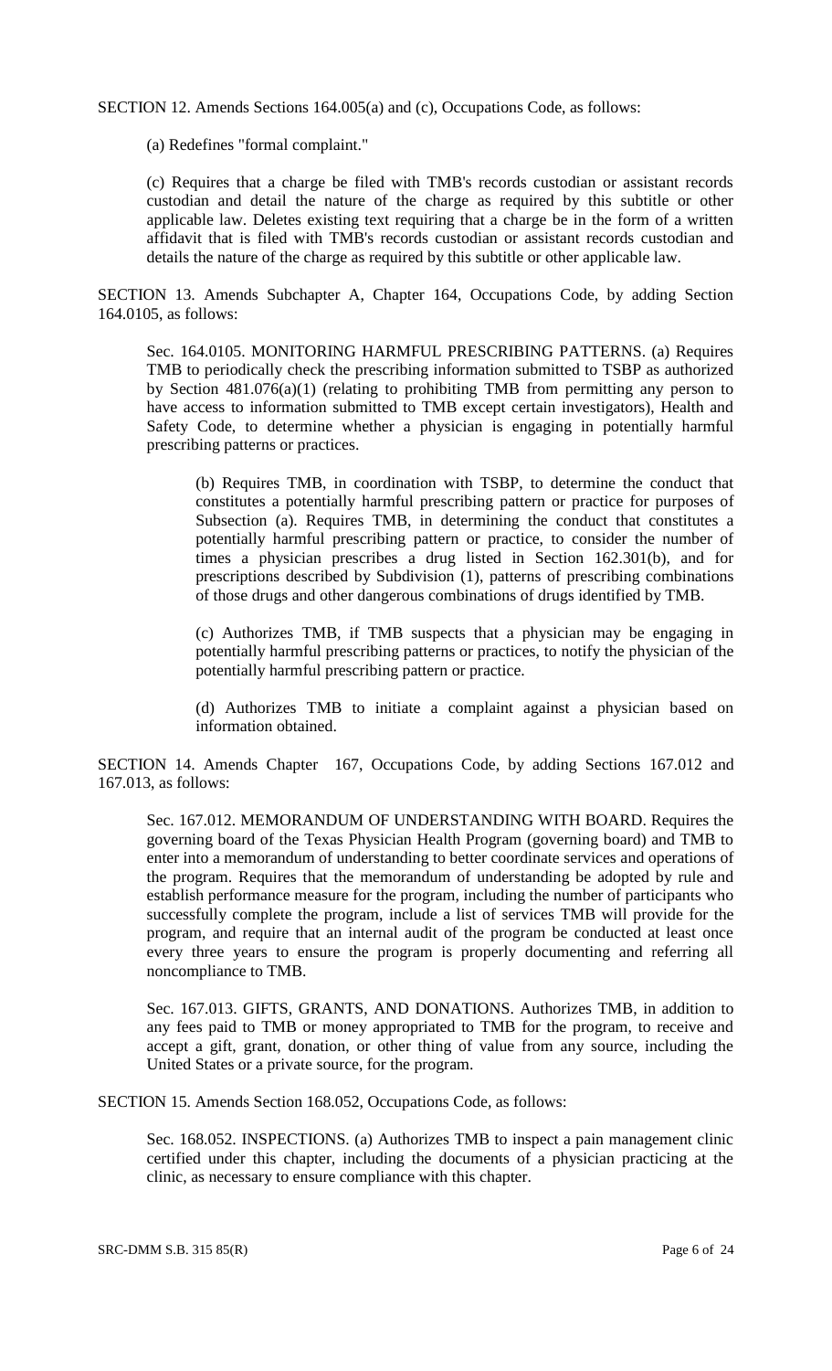SECTION 12. Amends Sections 164.005(a) and (c), Occupations Code, as follows:

(a) Redefines "formal complaint."

(c) Requires that a charge be filed with TMB's records custodian or assistant records custodian and detail the nature of the charge as required by this subtitle or other applicable law. Deletes existing text requiring that a charge be in the form of a written affidavit that is filed with TMB's records custodian or assistant records custodian and details the nature of the charge as required by this subtitle or other applicable law.

SECTION 13. Amends Subchapter A, Chapter 164, Occupations Code, by adding Section 164.0105, as follows:

Sec. 164.0105. MONITORING HARMFUL PRESCRIBING PATTERNS. (a) Requires TMB to periodically check the prescribing information submitted to TSBP as authorized by Section 481.076(a)(1) (relating to prohibiting TMB from permitting any person to have access to information submitted to TMB except certain investigators), Health and Safety Code, to determine whether a physician is engaging in potentially harmful prescribing patterns or practices.

(b) Requires TMB, in coordination with TSBP, to determine the conduct that constitutes a potentially harmful prescribing pattern or practice for purposes of Subsection (a). Requires TMB, in determining the conduct that constitutes a potentially harmful prescribing pattern or practice, to consider the number of times a physician prescribes a drug listed in Section 162.301(b), and for prescriptions described by Subdivision (1), patterns of prescribing combinations of those drugs and other dangerous combinations of drugs identified by TMB.

(c) Authorizes TMB, if TMB suspects that a physician may be engaging in potentially harmful prescribing patterns or practices, to notify the physician of the potentially harmful prescribing pattern or practice.

(d) Authorizes TMB to initiate a complaint against a physician based on information obtained.

SECTION 14. Amends Chapter 167, Occupations Code, by adding Sections 167.012 and 167.013, as follows:

Sec. 167.012. MEMORANDUM OF UNDERSTANDING WITH BOARD. Requires the governing board of the Texas Physician Health Program (governing board) and TMB to enter into a memorandum of understanding to better coordinate services and operations of the program. Requires that the memorandum of understanding be adopted by rule and establish performance measure for the program, including the number of participants who successfully complete the program, include a list of services TMB will provide for the program, and require that an internal audit of the program be conducted at least once every three years to ensure the program is properly documenting and referring all noncompliance to TMB.

Sec. 167.013. GIFTS, GRANTS, AND DONATIONS. Authorizes TMB, in addition to any fees paid to TMB or money appropriated to TMB for the program, to receive and accept a gift, grant, donation, or other thing of value from any source, including the United States or a private source, for the program.

SECTION 15. Amends Section 168.052, Occupations Code, as follows:

Sec. 168.052. INSPECTIONS. (a) Authorizes TMB to inspect a pain management clinic certified under this chapter, including the documents of a physician practicing at the clinic, as necessary to ensure compliance with this chapter.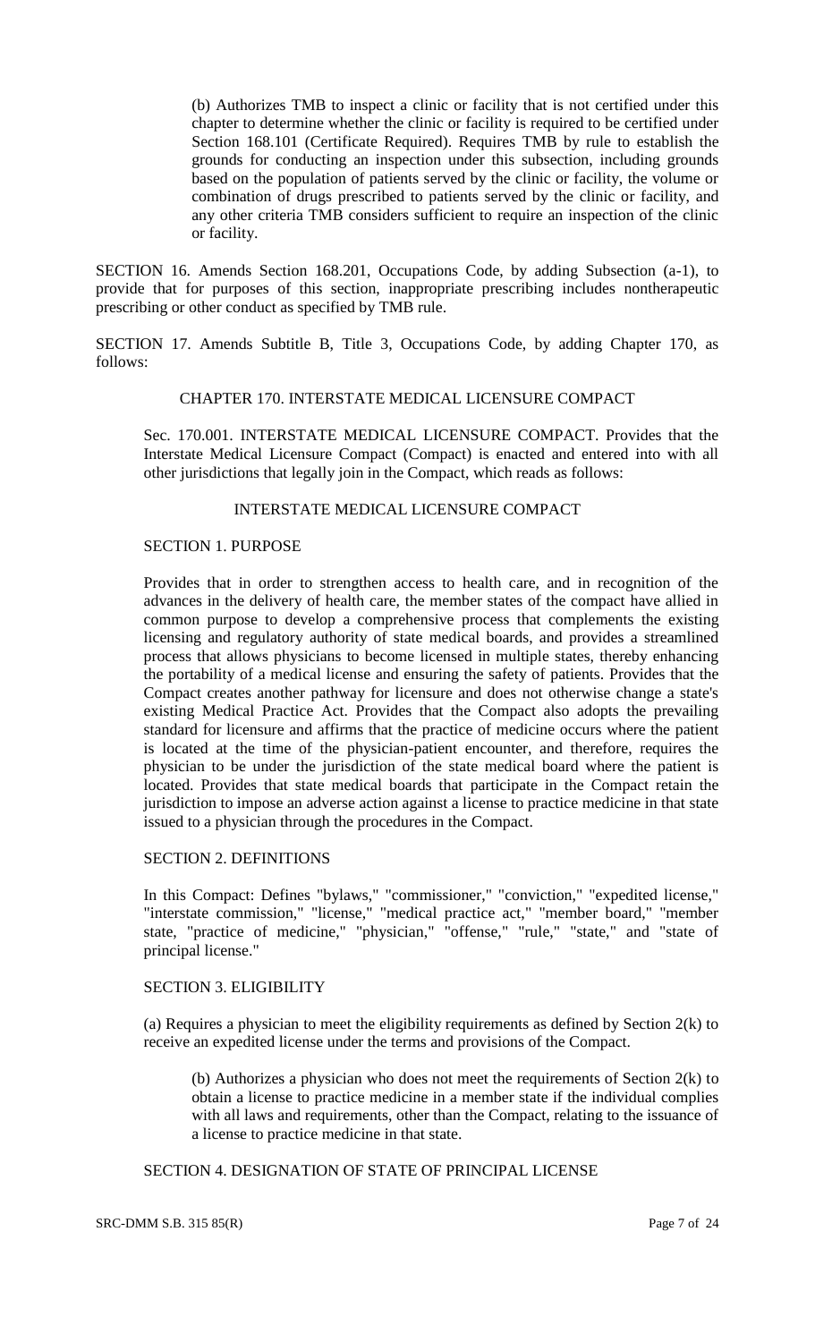(b) Authorizes TMB to inspect a clinic or facility that is not certified under this chapter to determine whether the clinic or facility is required to be certified under Section 168.101 (Certificate Required). Requires TMB by rule to establish the grounds for conducting an inspection under this subsection, including grounds based on the population of patients served by the clinic or facility, the volume or combination of drugs prescribed to patients served by the clinic or facility, and any other criteria TMB considers sufficient to require an inspection of the clinic or facility.

SECTION 16. Amends Section 168.201, Occupations Code, by adding Subsection (a-1), to provide that for purposes of this section, inappropriate prescribing includes nontherapeutic prescribing or other conduct as specified by TMB rule.

SECTION 17. Amends Subtitle B, Title 3, Occupations Code, by adding Chapter 170, as follows:

CHAPTER 170. INTERSTATE MEDICAL LICENSURE COMPACT

Sec. 170.001. INTERSTATE MEDICAL LICENSURE COMPACT. Provides that the Interstate Medical Licensure Compact (Compact) is enacted and entered into with all other jurisdictions that legally join in the Compact, which reads as follows:

INTERSTATE MEDICAL LICENSURE COMPACT

SECTION 1. PURPOSE

Provides that in order to strengthen access to health care, and in recognition of the advances in the delivery of health care, the member states of the compact have allied in common purpose to develop a comprehensive process that complements the existing licensing and regulatory authority of state medical boards, and provides a streamlined process that allows physicians to become licensed in multiple states, thereby enhancing the portability of a medical license and ensuring the safety of patients. Provides that the Compact creates another pathway for licensure and does not otherwise change a state's existing Medical Practice Act. Provides that the Compact also adopts the prevailing standard for licensure and affirms that the practice of medicine occurs where the patient is located at the time of the physician-patient encounter, and therefore, requires the physician to be under the jurisdiction of the state medical board where the patient is located. Provides that state medical boards that participate in the Compact retain the jurisdiction to impose an adverse action against a license to practice medicine in that state issued to a physician through the procedures in the Compact.

SECTION 2. DEFINITIONS

In this Compact: Defines "bylaws," "commissioner," "conviction," "expedited license," "interstate commission," "license," "medical practice act," "member board," "member state, "practice of medicine," "physician," "offense," "rule," "state," and "state of principal license."

SECTION 3. ELIGIBILITY

(a) Requires a physician to meet the eligibility requirements as defined by Section 2(k) to receive an expedited license under the terms and provisions of the Compact.

(b) Authorizes a physician who does not meet the requirements of Section 2(k) to obtain a license to practice medicine in a member state if the individual complies with all laws and requirements, other than the Compact, relating to the issuance of a license to practice medicine in that state.

SECTION 4. DESIGNATION OF STATE OF PRINCIPAL LICENSE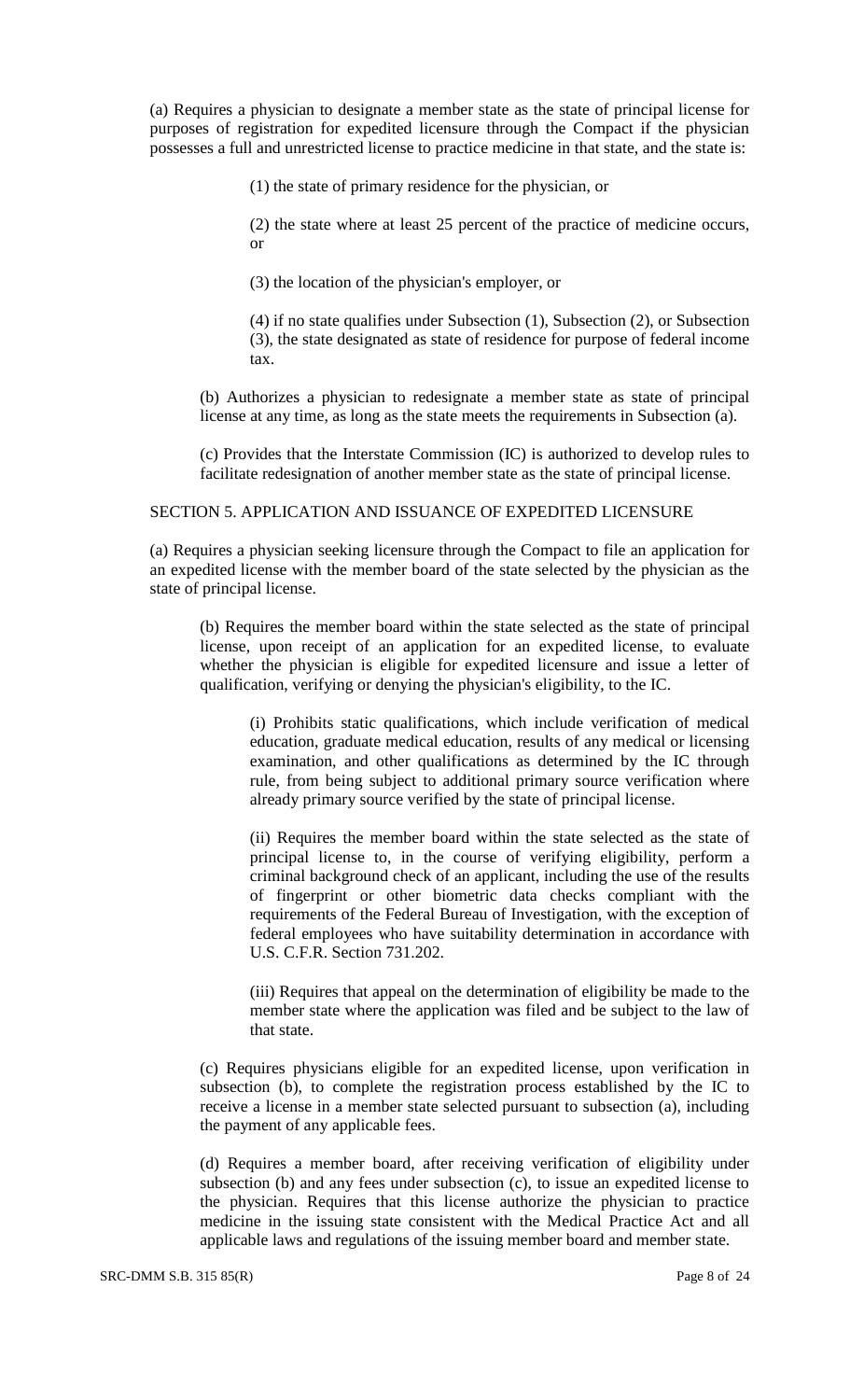(a) Requires a physician to designate a member state as the state of principal license for purposes of registration for expedited licensure through the Compact if the physician possesses a full and unrestricted license to practice medicine in that state, and the state is:

(1) the state of primary residence for the physician, or

(2) the state where at least 25 percent of the practice of medicine occurs, or

(3) the location of the physician's employer, or

(4) if no state qualifies under Subsection (1), Subsection (2), or Subsection (3), the state designated as state of residence for purpose of federal income tax.

(b) Authorizes a physician to redesignate a member state as state of principal license at any time, as long as the state meets the requirements in Subsection (a).

(c) Provides that the Interstate Commission (IC) is authorized to develop rules to facilitate redesignation of another member state as the state of principal license.

SECTION 5. APPLICATION AND ISSUANCE OF EXPEDITED LICENSURE

(a) Requires a physician seeking licensure through the Compact to file an application for an expedited license with the member board of the state selected by the physician as the state of principal license.

(b) Requires the member board within the state selected as the state of principal license, upon receipt of an application for an expedited license, to evaluate whether the physician is eligible for expedited licensure and issue a letter of qualification, verifying or denying the physician's eligibility, to the IC.

(i) Prohibits static qualifications, which include verification of medical education, graduate medical education, results of any medical or licensing examination, and other qualifications as determined by the IC through rule, from being subject to additional primary source verification where already primary source verified by the state of principal license.

(ii) Requires the member board within the state selected as the state of principal license to, in the course of verifying eligibility, perform a criminal background check of an applicant, including the use of the results of fingerprint or other biometric data checks compliant with the requirements of the Federal Bureau of Investigation, with the exception of federal employees who have suitability determination in accordance with U.S. C.F.R. Section 731.202.

(iii) Requires that appeal on the determination of eligibility be made to the member state where the application was filed and be subject to the law of that state.

(c) Requires physicians eligible for an expedited license, upon verification in subsection (b), to complete the registration process established by the IC to receive a license in a member state selected pursuant to subsection (a), including the payment of any applicable fees.

(d) Requires a member board, after receiving verification of eligibility under subsection (b) and any fees under subsection (c), to issue an expedited license to the physician. Requires that this license authorize the physician to practice medicine in the issuing state consistent with the Medical Practice Act and all applicable laws and regulations of the issuing member board and member state.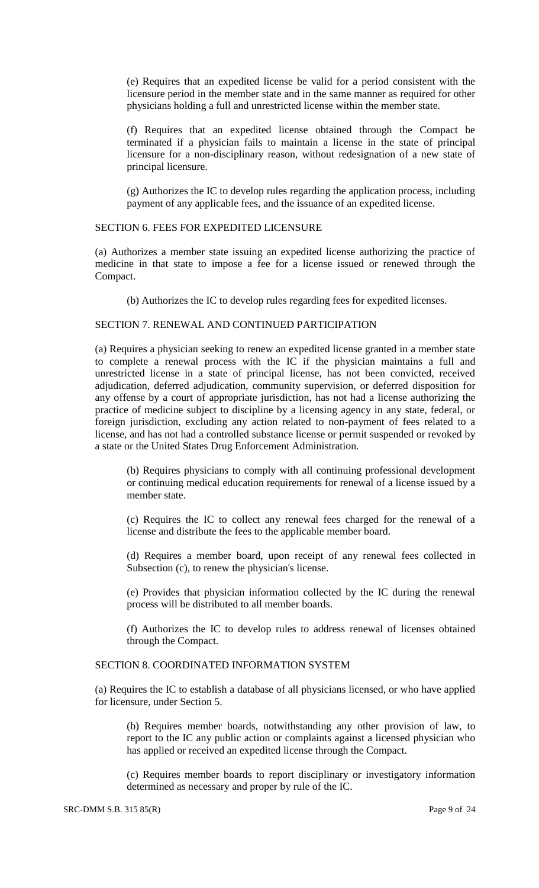(e) Requires that an expedited license be valid for a period consistent with the licensure period in the member state and in the same manner as required for other physicians holding a full and unrestricted license within the member state.

(f) Requires that an expedited license obtained through the Compact be terminated if a physician fails to maintain a license in the state of principal licensure for a non-disciplinary reason, without redesignation of a new state of principal licensure.

(g) Authorizes the IC to develop rules regarding the application process, including payment of any applicable fees, and the issuance of an expedited license.

SECTION 6. FEES FOR EXPEDITED LICENSURE

(a) Authorizes a member state issuing an expedited license authorizing the practice of medicine in that state to impose a fee for a license issued or renewed through the Compact.

(b) Authorizes the IC to develop rules regarding fees for expedited licenses.

SECTION 7. RENEWAL AND CONTINUED PARTICIPATION

(a) Requires a physician seeking to renew an expedited license granted in a member state to complete a renewal process with the IC if the physician maintains a full and unrestricted license in a state of principal license, has not been convicted, received adjudication, deferred adjudication, community supervision, or deferred disposition for any offense by a court of appropriate jurisdiction, has not had a license authorizing the practice of medicine subject to discipline by a licensing agency in any state, federal, or foreign jurisdiction, excluding any action related to non-payment of fees related to a license, and has not had a controlled substance license or permit suspended or revoked by a state or the United States Drug Enforcement Administration.

(b) Requires physicians to comply with all continuing professional development or continuing medical education requirements for renewal of a license issued by a member state.

(c) Requires the IC to collect any renewal fees charged for the renewal of a license and distribute the fees to the applicable member board.

(d) Requires a member board, upon receipt of any renewal fees collected in Subsection (c), to renew the physician's license.

(e) Provides that physician information collected by the IC during the renewal process will be distributed to all member boards.

(f) Authorizes the IC to develop rules to address renewal of licenses obtained through the Compact.

SECTION 8. COORDINATED INFORMATION SYSTEM

(a) Requires the IC to establish a database of all physicians licensed, or who have applied for licensure, under Section 5.

(b) Requires member boards, notwithstanding any other provision of law, to report to the IC any public action or complaints against a licensed physician who has applied or received an expedited license through the Compact.

(c) Requires member boards to report disciplinary or investigatory information determined as necessary and proper by rule of the IC.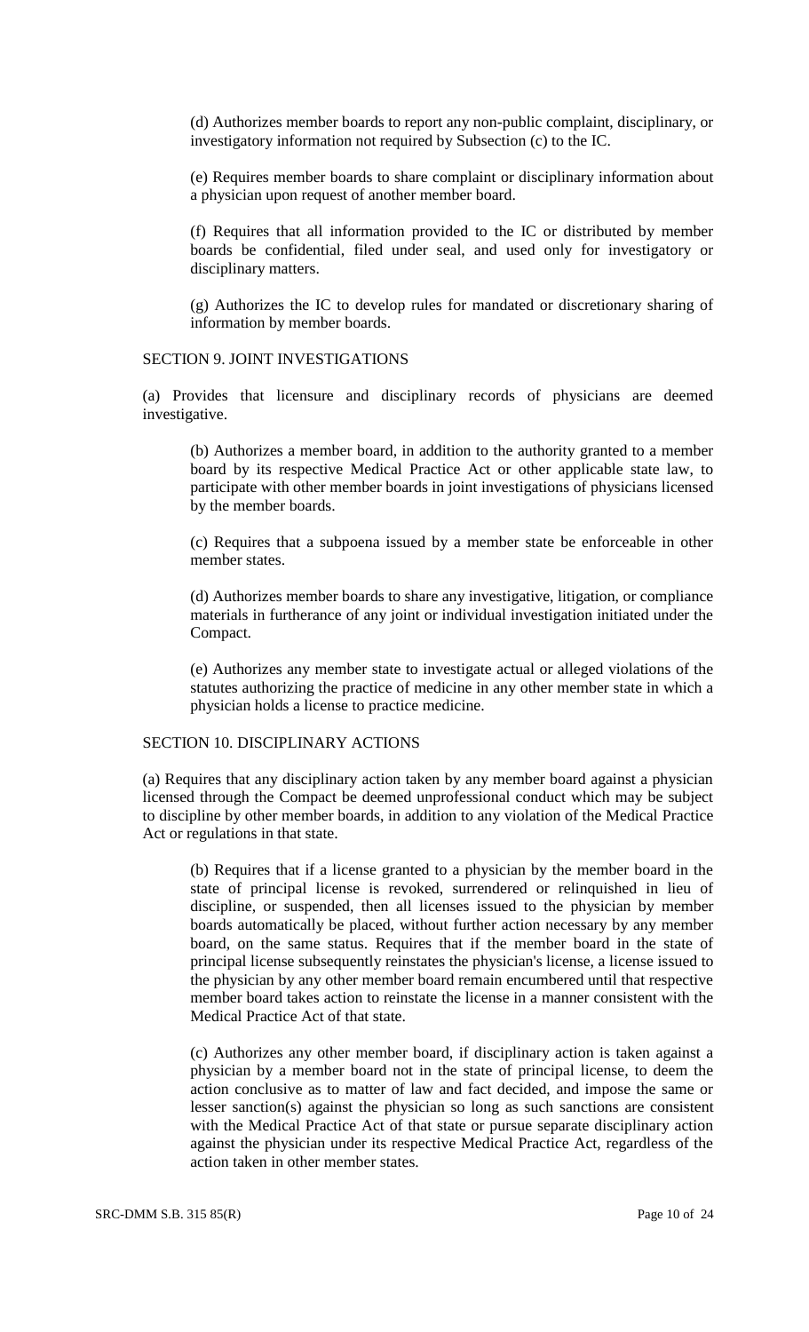(d) Authorizes member boards to report any non-public complaint, disciplinary, or investigatory information not required by Subsection (c) to the IC.

(e) Requires member boards to share complaint or disciplinary information about a physician upon request of another member board.

(f) Requires that all information provided to the IC or distributed by member boards be confidential, filed under seal, and used only for investigatory or disciplinary matters.

(g) Authorizes the IC to develop rules for mandated or discretionary sharing of information by member boards.

SECTION 9. JOINT INVESTIGATIONS

(a) Provides that licensure and disciplinary records of physicians are deemed investigative.

(b) Authorizes a member board, in addition to the authority granted to a member board by its respective Medical Practice Act or other applicable state law, to participate with other member boards in joint investigations of physicians licensed by the member boards.

(c) Requires that a subpoena issued by a member state be enforceable in other member states.

(d) Authorizes member boards to share any investigative, litigation, or compliance materials in furtherance of any joint or individual investigation initiated under the Compact.

(e) Authorizes any member state to investigate actual or alleged violations of the statutes authorizing the practice of medicine in any other member state in which a physician holds a license to practice medicine.

SECTION 10. DISCIPLINARY ACTIONS

(a) Requires that any disciplinary action taken by any member board against a physician licensed through the Compact be deemed unprofessional conduct which may be subject to discipline by other member boards, in addition to any violation of the Medical Practice Act or regulations in that state.

(b) Requires that if a license granted to a physician by the member board in the state of principal license is revoked, surrendered or relinquished in lieu of discipline, or suspended, then all licenses issued to the physician by member boards automatically be placed, without further action necessary by any member board, on the same status. Requires that if the member board in the state of principal license subsequently reinstates the physician's license, a license issued to the physician by any other member board remain encumbered until that respective member board takes action to reinstate the license in a manner consistent with the Medical Practice Act of that state.

(c) Authorizes any other member board, if disciplinary action is taken against a physician by a member board not in the state of principal license, to deem the action conclusive as to matter of law and fact decided, and impose the same or lesser sanction(s) against the physician so long as such sanctions are consistent with the Medical Practice Act of that state or pursue separate disciplinary action against the physician under its respective Medical Practice Act, regardless of the action taken in other member states.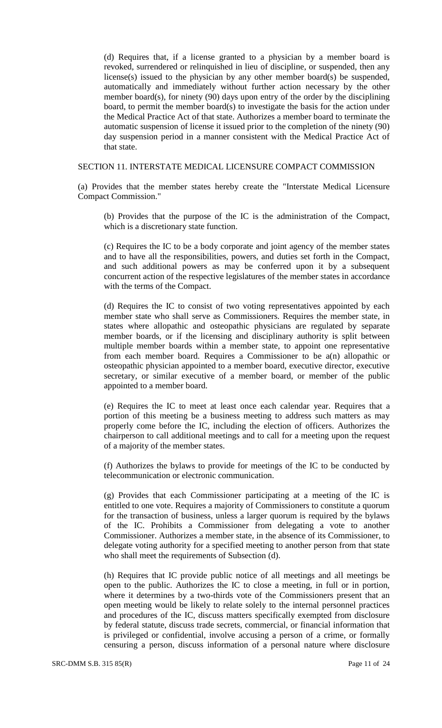(d) Requires that, if a license granted to a physician by a member board is revoked, surrendered or relinquished in lieu of discipline, or suspended, then any license(s) issued to the physician by any other member board(s) be suspended, automatically and immediately without further action necessary by the other member board(s), for ninety (90) days upon entry of the order by the disciplining board, to permit the member board(s) to investigate the basis for the action under the Medical Practice Act of that state. Authorizes a member board to terminate the automatic suspension of license it issued prior to the completion of the ninety (90) day suspension period in a manner consistent with the Medical Practice Act of that state.

SECTION 11. INTERSTATE MEDICAL LICENSURE COMPACT COMMISSION

(a) Provides that the member states hereby create the "Interstate Medical Licensure Compact Commission."

(b) Provides that the purpose of the IC is the administration of the Compact, which is a discretionary state function.

(c) Requires the IC to be a body corporate and joint agency of the member states and to have all the responsibilities, powers, and duties set forth in the Compact, and such additional powers as may be conferred upon it by a subsequent concurrent action of the respective legislatures of the member states in accordance with the terms of the Compact.

(d) Requires the IC to consist of two voting representatives appointed by each member state who shall serve as Commissioners. Requires the member state, in states where allopathic and osteopathic physicians are regulated by separate member boards, or if the licensing and disciplinary authority is split between multiple member boards within a member state, to appoint one representative from each member board. Requires a Commissioner to be a(n) allopathic or osteopathic physician appointed to a member board, executive director, executive secretary, or similar executive of a member board, or member of the public appointed to a member board.

(e) Requires the IC to meet at least once each calendar year. Requires that a portion of this meeting be a business meeting to address such matters as may properly come before the IC, including the election of officers. Authorizes the chairperson to call additional meetings and to call for a meeting upon the request of a majority of the member states.

(f) Authorizes the bylaws to provide for meetings of the IC to be conducted by telecommunication or electronic communication.

(g) Provides that each Commissioner participating at a meeting of the IC is entitled to one vote. Requires a majority of Commissioners to constitute a quorum for the transaction of business, unless a larger quorum is required by the bylaws of the IC. Prohibits a Commissioner from delegating a vote to another Commissioner. Authorizes a member state, in the absence of its Commissioner, to delegate voting authority for a specified meeting to another person from that state who shall meet the requirements of Subsection (d).

(h) Requires that IC provide public notice of all meetings and all meetings be open to the public. Authorizes the IC to close a meeting, in full or in portion, where it determines by a two-thirds vote of the Commissioners present that an open meeting would be likely to relate solely to the internal personnel practices and procedures of the IC, discuss matters specifically exempted from disclosure by federal statute, discuss trade secrets, commercial, or financial information that is privileged or confidential, involve accusing a person of a crime, or formally censuring a person, discuss information of a personal nature where disclosure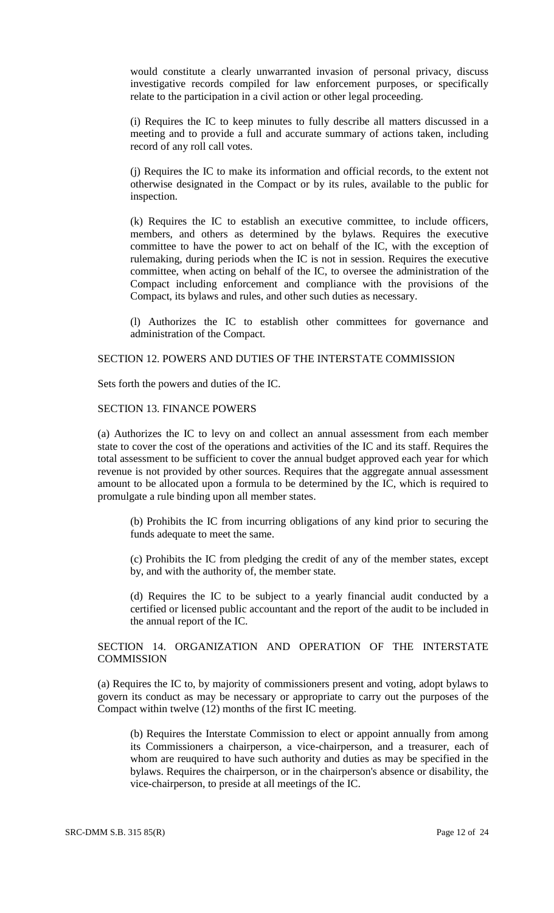would constitute a clearly unwarranted invasion of personal privacy, discuss investigative records compiled for law enforcement purposes, or specifically relate to the participation in a civil action or other legal proceeding.

(i) Requires the IC to keep minutes to fully describe all matters discussed in a meeting and to provide a full and accurate summary of actions taken, including record of any roll call votes.

(j) Requires the IC to make its information and official records, to the extent not otherwise designated in the Compact or by its rules, available to the public for inspection.

(k) Requires the IC to establish an executive committee, to include officers, members, and others as determined by the bylaws. Requires the executive committee to have the power to act on behalf of the IC, with the exception of rulemaking, during periods when the IC is not in session. Requires the executive committee, when acting on behalf of the IC, to oversee the administration of the Compact including enforcement and compliance with the provisions of the Compact, its bylaws and rules, and other such duties as necessary.

(l) Authorizes the IC to establish other committees for governance and administration of the Compact.

SECTION 12. POWERS AND DUTIES OF THE INTERSTATE COMMISSION

Sets forth the powers and duties of the IC.

SECTION 13. FINANCE POWERS

(a) Authorizes the IC to levy on and collect an annual assessment from each member state to cover the cost of the operations and activities of the IC and its staff. Requires the total assessment to be sufficient to cover the annual budget approved each year for which revenue is not provided by other sources. Requires that the aggregate annual assessment amount to be allocated upon a formula to be determined by the IC, which is required to promulgate a rule binding upon all member states.

(b) Prohibits the IC from incurring obligations of any kind prior to securing the funds adequate to meet the same.

(c) Prohibits the IC from pledging the credit of any of the member states, except by, and with the authority of, the member state.

(d) Requires the IC to be subject to a yearly financial audit conducted by a certified or licensed public accountant and the report of the audit to be included in the annual report of the IC.

SECTION 14. ORGANIZATION AND OPERATION OF THE INTERSTATE COMMISSION

(a) Requires the IC to, by majority of commissioners present and voting, adopt bylaws to govern its conduct as may be necessary or appropriate to carry out the purposes of the Compact within twelve (12) months of the first IC meeting.

(b) Requires the Interstate Commission to elect or appoint annually from among its Commissioners a chairperson, a vice-chairperson, and a treasurer, each of whom are reuquired to have such authority and duties as may be specified in the bylaws. Requires the chairperson, or in the chairperson's absence or disability, the vice-chairperson, to preside at all meetings of the IC.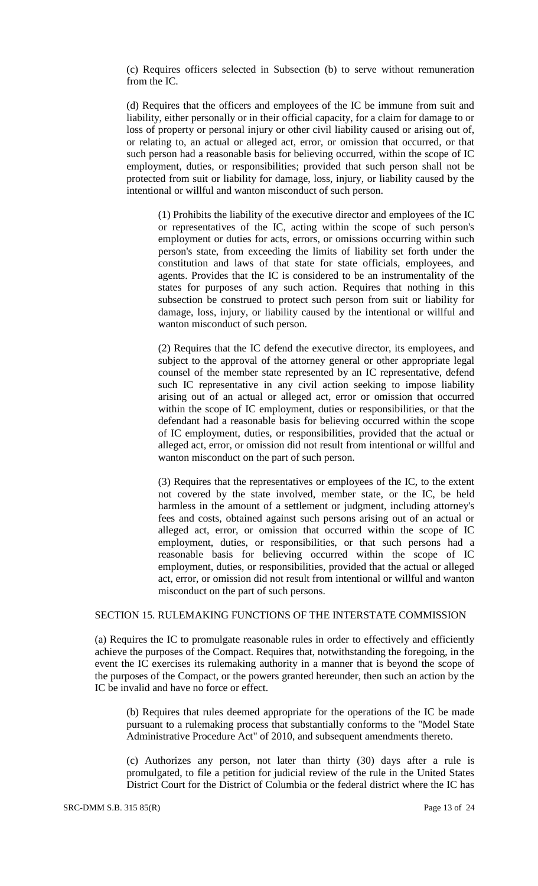(c) Requires officers selected in Subsection (b) to serve without remuneration from the IC.

(d) Requires that the officers and employees of the IC be immune from suit and liability, either personally or in their official capacity, for a claim for damage to or loss of property or personal injury or other civil liability caused or arising out of, or relating to, an actual or alleged act, error, or omission that occurred, or that such person had a reasonable basis for believing occurred, within the scope of IC employment, duties, or responsibilities; provided that such person shall not be protected from suit or liability for damage, loss, injury, or liability caused by the intentional or willful and wanton misconduct of such person.

(1) Prohibits the liability of the executive director and employees of the IC or representatives of the IC, acting within the scope of such person's employment or duties for acts, errors, or omissions occurring within such person's state, from exceeding the limits of liability set forth under the constitution and laws of that state for state officials, employees, and agents. Provides that the IC is considered to be an instrumentality of the states for purposes of any such action. Requires that nothing in this subsection be construed to protect such person from suit or liability for damage, loss, injury, or liability caused by the intentional or willful and wanton misconduct of such person.

(2) Requires that the IC defend the executive director, its employees, and subject to the approval of the attorney general or other appropriate legal counsel of the member state represented by an IC representative, defend such IC representative in any civil action seeking to impose liability arising out of an actual or alleged act, error or omission that occurred within the scope of IC employment, duties or responsibilities, or that the defendant had a reasonable basis for believing occurred within the scope of IC employment, duties, or responsibilities, provided that the actual or alleged act, error, or omission did not result from intentional or willful and wanton misconduct on the part of such person.

(3) Requires that the representatives or employees of the IC, to the extent not covered by the state involved, member state, or the IC, be held harmless in the amount of a settlement or judgment, including attorney's fees and costs, obtained against such persons arising out of an actual or alleged act, error, or omission that occurred within the scope of IC employment, duties, or responsibilities, or that such persons had a reasonable basis for believing occurred within the scope of IC employment, duties, or responsibilities, provided that the actual or alleged act, error, or omission did not result from intentional or willful and wanton misconduct on the part of such persons.

SECTION 15. RULEMAKING FUNCTIONS OF THE INTERSTATE COMMISSION

(a) Requires the IC to promulgate reasonable rules in order to effectively and efficiently achieve the purposes of the Compact. Requires that, notwithstanding the foregoing, in the event the IC exercises its rulemaking authority in a manner that is beyond the scope of the purposes of the Compact, or the powers granted hereunder, then such an action by the IC be invalid and have no force or effect.

(b) Requires that rules deemed appropriate for the operations of the IC be made pursuant to a rulemaking process that substantially conforms to the "Model State Administrative Procedure Act" of 2010, and subsequent amendments thereto.

(c) Authorizes any person, not later than thirty (30) days after a rule is promulgated, to file a petition for judicial review of the rule in the United States District Court for the District of Columbia or the federal district where the IC has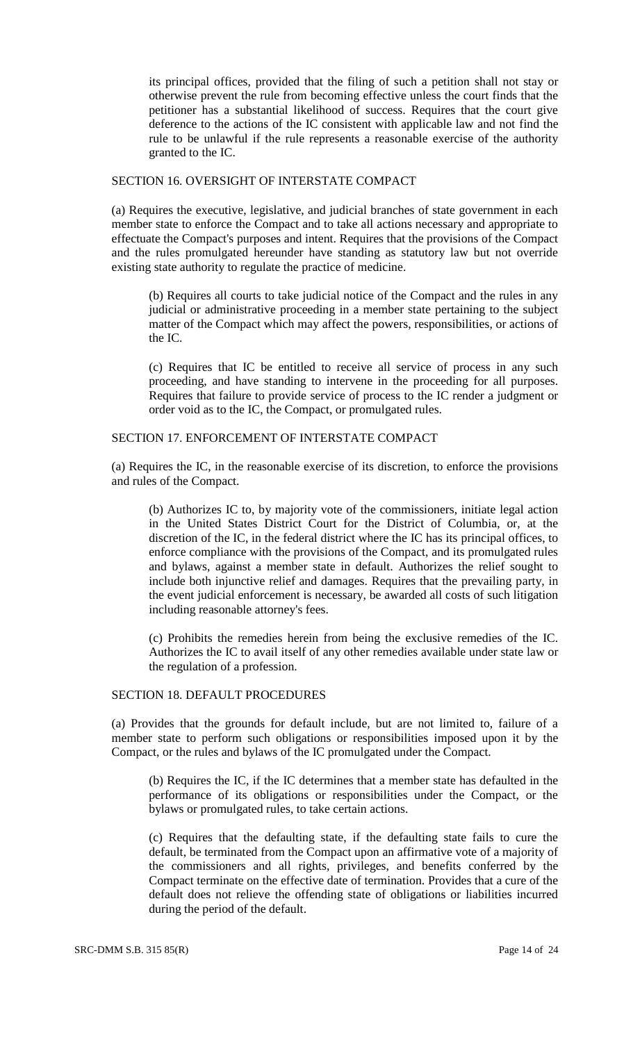its principal offices, provided that the filing of such a petition shall not stay or otherwise prevent the rule from becoming effective unless the court finds that the petitioner has a substantial likelihood of success. Requires that the court give deference to the actions of the IC consistent with applicable law and not find the rule to be unlawful if the rule represents a reasonable exercise of the authority granted to the IC.

SECTION 16. OVERSIGHT OF INTERSTATE COMPACT

(a) Requires the executive, legislative, and judicial branches of state government in each member state to enforce the Compact and to take all actions necessary and appropriate to effectuate the Compact's purposes and intent. Requires that the provisions of the Compact and the rules promulgated hereunder have standing as statutory law but not override existing state authority to regulate the practice of medicine.

(b) Requires all courts to take judicial notice of the Compact and the rules in any judicial or administrative proceeding in a member state pertaining to the subject matter of the Compact which may affect the powers, responsibilities, or actions of the IC.

(c) Requires that IC be entitled to receive all service of process in any such proceeding, and have standing to intervene in the proceeding for all purposes. Requires that failure to provide service of process to the IC render a judgment or order void as to the IC, the Compact, or promulgated rules.

SECTION 17. ENFORCEMENT OF INTERSTATE COMPACT

(a) Requires the IC, in the reasonable exercise of its discretion, to enforce the provisions and rules of the Compact.

(b) Authorizes IC to, by majority vote of the commissioners, initiate legal action in the United States District Court for the District of Columbia, or, at the discretion of the IC, in the federal district where the IC has its principal offices, to enforce compliance with the provisions of the Compact, and its promulgated rules and bylaws, against a member state in default. Authorizes the relief sought to include both injunctive relief and damages. Requires that the prevailing party, in the event judicial enforcement is necessary, be awarded all costs of such litigation including reasonable attorney's fees.

(c) Prohibits the remedies herein from being the exclusive remedies of the IC. Authorizes the IC to avail itself of any other remedies available under state law or the regulation of a profession.

SECTION 18. DEFAULT PROCEDURES

(a) Provides that the grounds for default include, but are not limited to, failure of a member state to perform such obligations or responsibilities imposed upon it by the Compact, or the rules and bylaws of the IC promulgated under the Compact.

(b) Requires the IC, if the IC determines that a member state has defaulted in the performance of its obligations or responsibilities under the Compact, or the bylaws or promulgated rules, to take certain actions.

(c) Requires that the defaulting state, if the defaulting state fails to cure the default, be terminated from the Compact upon an affirmative vote of a majority of the commissioners and all rights, privileges, and benefits conferred by the Compact terminate on the effective date of termination. Provides that a cure of the default does not relieve the offending state of obligations or liabilities incurred during the period of the default.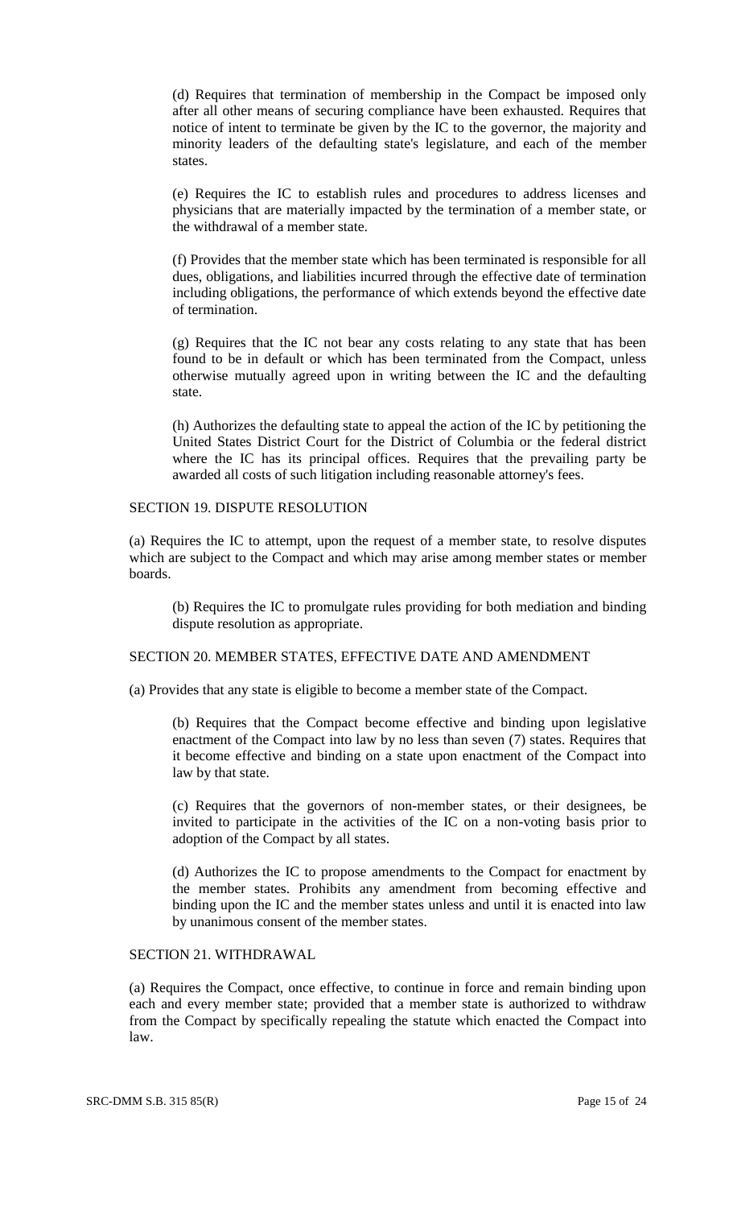(d) Requires that termination of membership in the Compact be imposed only after all other means of securing compliance have been exhausted. Requires that notice of intent to terminate be given by the IC to the governor, the majority and minority leaders of the defaulting state's legislature, and each of the member states.

(e) Requires the IC to establish rules and procedures to address licenses and physicians that are materially impacted by the termination of a member state, or the withdrawal of a member state.

(f) Provides that the member state which has been terminated is responsible for all dues, obligations, and liabilities incurred through the effective date of termination including obligations, the performance of which extends beyond the effective date of termination.

(g) Requires that the IC not bear any costs relating to any state that has been found to be in default or which has been terminated from the Compact, unless otherwise mutually agreed upon in writing between the IC and the defaulting state.

(h) Authorizes the defaulting state to appeal the action of the IC by petitioning the United States District Court for the District of Columbia or the federal district where the IC has its principal offices. Requires that the prevailing party be awarded all costs of such litigation including reasonable attorney's fees.

SECTION 19. DISPUTE RESOLUTION

(a) Requires the IC to attempt, upon the request of a member state, to resolve disputes which are subject to the Compact and which may arise among member states or member boards.

(b) Requires the IC to promulgate rules providing for both mediation and binding dispute resolution as appropriate.

SECTION 20. MEMBER STATES, EFFECTIVE DATE AND AMENDMENT

(a) Provides that any state is eligible to become a member state of the Compact.

(b) Requires that the Compact become effective and binding upon legislative enactment of the Compact into law by no less than seven (7) states. Requires that it become effective and binding on a state upon enactment of the Compact into law by that state.

(c) Requires that the governors of non-member states, or their designees, be invited to participate in the activities of the IC on a non-voting basis prior to adoption of the Compact by all states.

(d) Authorizes the IC to propose amendments to the Compact for enactment by the member states. Prohibits any amendment from becoming effective and binding upon the IC and the member states unless and until it is enacted into law by unanimous consent of the member states.

SECTION 21. WITHDRAWAL

(a) Requires the Compact, once effective, to continue in force and remain binding upon each and every member state; provided that a member state is authorized to withdraw from the Compact by specifically repealing the statute which enacted the Compact into law.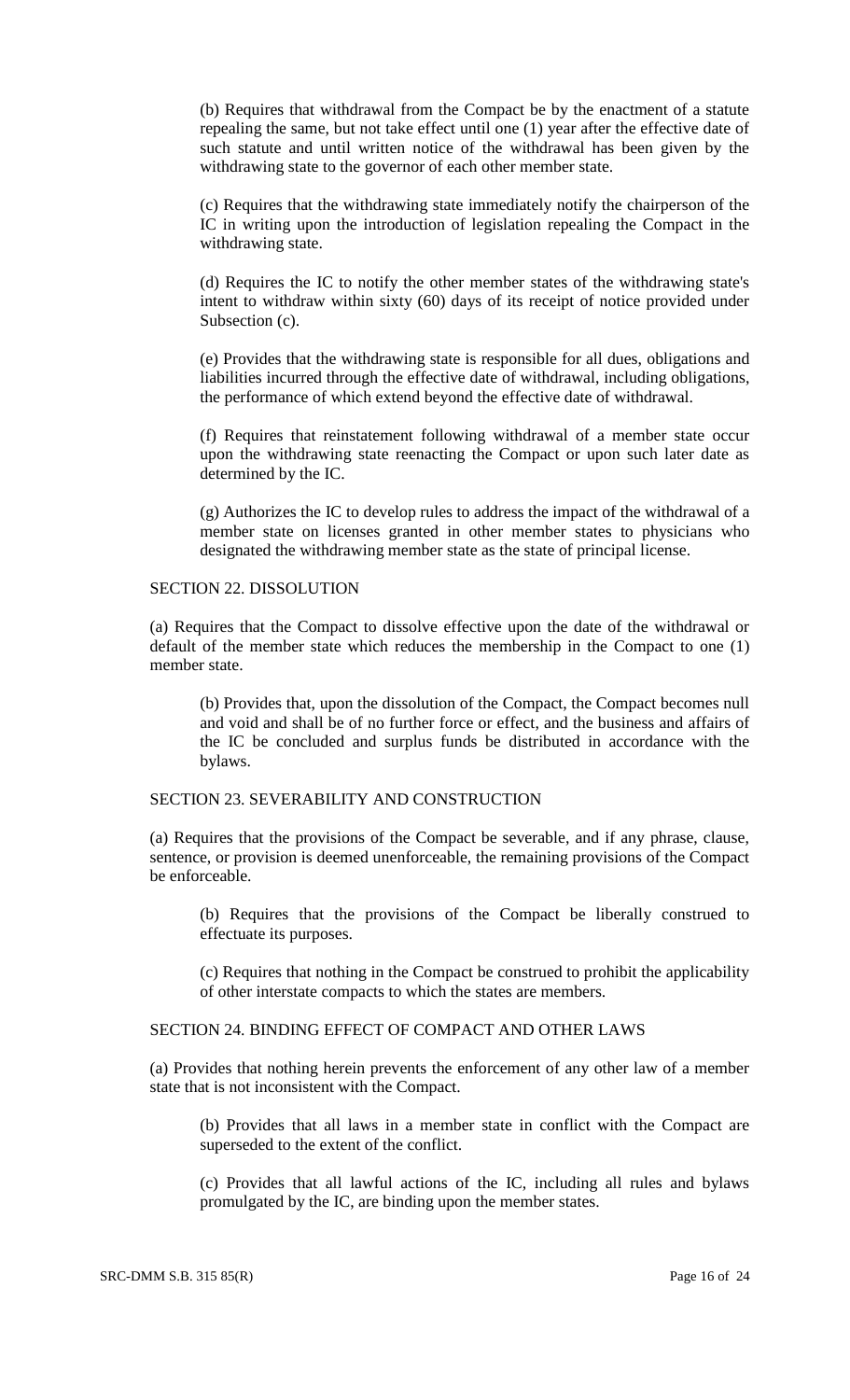(b) Requires that withdrawal from the Compact be by the enactment of a statute repealing the same, but not take effect until one (1) year after the effective date of such statute and until written notice of the withdrawal has been given by the withdrawing state to the governor of each other member state.

(c) Requires that the withdrawing state immediately notify the chairperson of the IC in writing upon the introduction of legislation repealing the Compact in the withdrawing state.

(d) Requires the IC to notify the other member states of the withdrawing state's intent to withdraw within sixty (60) days of its receipt of notice provided under Subsection (c).

(e) Provides that the withdrawing state is responsible for all dues, obligations and liabilities incurred through the effective date of withdrawal, including obligations, the performance of which extend beyond the effective date of withdrawal.

(f) Requires that reinstatement following withdrawal of a member state occur upon the withdrawing state reenacting the Compact or upon such later date as determined by the IC.

(g) Authorizes the IC to develop rules to address the impact of the withdrawal of a member state on licenses granted in other member states to physicians who designated the withdrawing member state as the state of principal license.

SECTION 22. DISSOLUTION

(a) Requires that the Compact to dissolve effective upon the date of the withdrawal or default of the member state which reduces the membership in the Compact to one (1) member state.

(b) Provides that, upon the dissolution of the Compact, the Compact becomes null and void and shall be of no further force or effect, and the business and affairs of the IC be concluded and surplus funds be distributed in accordance with the bylaws.

SECTION 23. SEVERABILITY AND CONSTRUCTION

(a) Requires that the provisions of the Compact be severable, and if any phrase, clause, sentence, or provision is deemed unenforceable, the remaining provisions of the Compact be enforceable.

(b) Requires that the provisions of the Compact be liberally construed to effectuate its purposes.

(c) Requires that nothing in the Compact be construed to prohibit the applicability of other interstate compacts to which the states are members.

SECTION 24. BINDING EFFECT OF COMPACT AND OTHER LAWS

(a) Provides that nothing herein prevents the enforcement of any other law of a member state that is not inconsistent with the Compact.

(b) Provides that all laws in a member state in conflict with the Compact are superseded to the extent of the conflict.

(c) Provides that all lawful actions of the IC, including all rules and bylaws promulgated by the IC, are binding upon the member states.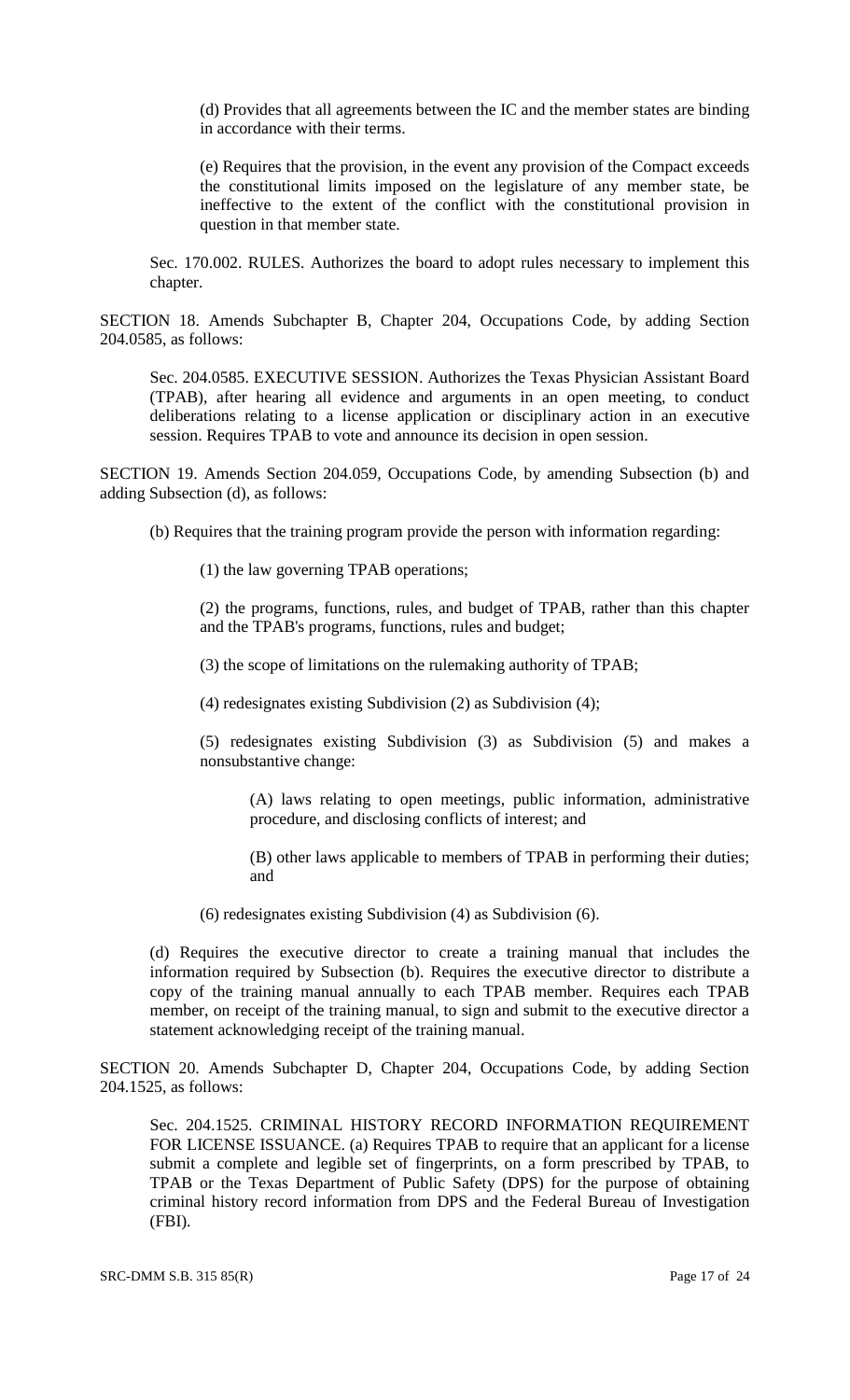(d) Provides that all agreements between the IC and the member states are binding in accordance with their terms.

(e) Requires that the provision, in the event any provision of the Compact exceeds the constitutional limits imposed on the legislature of any member state, be ineffective to the extent of the conflict with the constitutional provision in question in that member state.

Sec. 170.002. RULES. Authorizes the board to adopt rules necessary to implement this chapter.

SECTION 18. Amends Subchapter B, Chapter 204, Occupations Code, by adding Section 204.0585, as follows:

Sec. 204.0585. EXECUTIVE SESSION. Authorizes the Texas Physician Assistant Board (TPAB), after hearing all evidence and arguments in an open meeting, to conduct deliberations relating to a license application or disciplinary action in an executive session. Requires TPAB to vote and announce its decision in open session.

SECTION 19. Amends Section 204.059, Occupations Code, by amending Subsection (b) and adding Subsection (d), as follows:

(b) Requires that the training program provide the person with information regarding:

(1) the law governing TPAB operations;

(2) the programs, functions, rules, and budget of TPAB, rather than this chapter and the TPAB's programs, functions, rules and budget;

(3) the scope of limitations on the rulemaking authority of TPAB;

(4) redesignates existing Subdivision (2) as Subdivision (4);

(5) redesignates existing Subdivision (3) as Subdivision (5) and makes a nonsubstantive change:

(A) laws relating to open meetings, public information, administrative procedure, and disclosing conflicts of interest; and

(B) other laws applicable to members of TPAB in performing their duties; and

(6) redesignates existing Subdivision (4) as Subdivision (6).

(d) Requires the executive director to create a training manual that includes the information required by Subsection (b). Requires the executive director to distribute a copy of the training manual annually to each TPAB member. Requires each TPAB member, on receipt of the training manual, to sign and submit to the executive director a statement acknowledging receipt of the training manual.

SECTION 20. Amends Subchapter D, Chapter 204, Occupations Code, by adding Section 204.1525, as follows:

Sec. 204.1525. CRIMINAL HISTORY RECORD INFORMATION REQUIREMENT FOR LICENSE ISSUANCE. (a) Requires TPAB to require that an applicant for a license submit a complete and legible set of fingerprints, on a form prescribed by TPAB, to TPAB or the Texas Department of Public Safety (DPS) for the purpose of obtaining criminal history record information from DPS and the Federal Bureau of Investigation (FBI).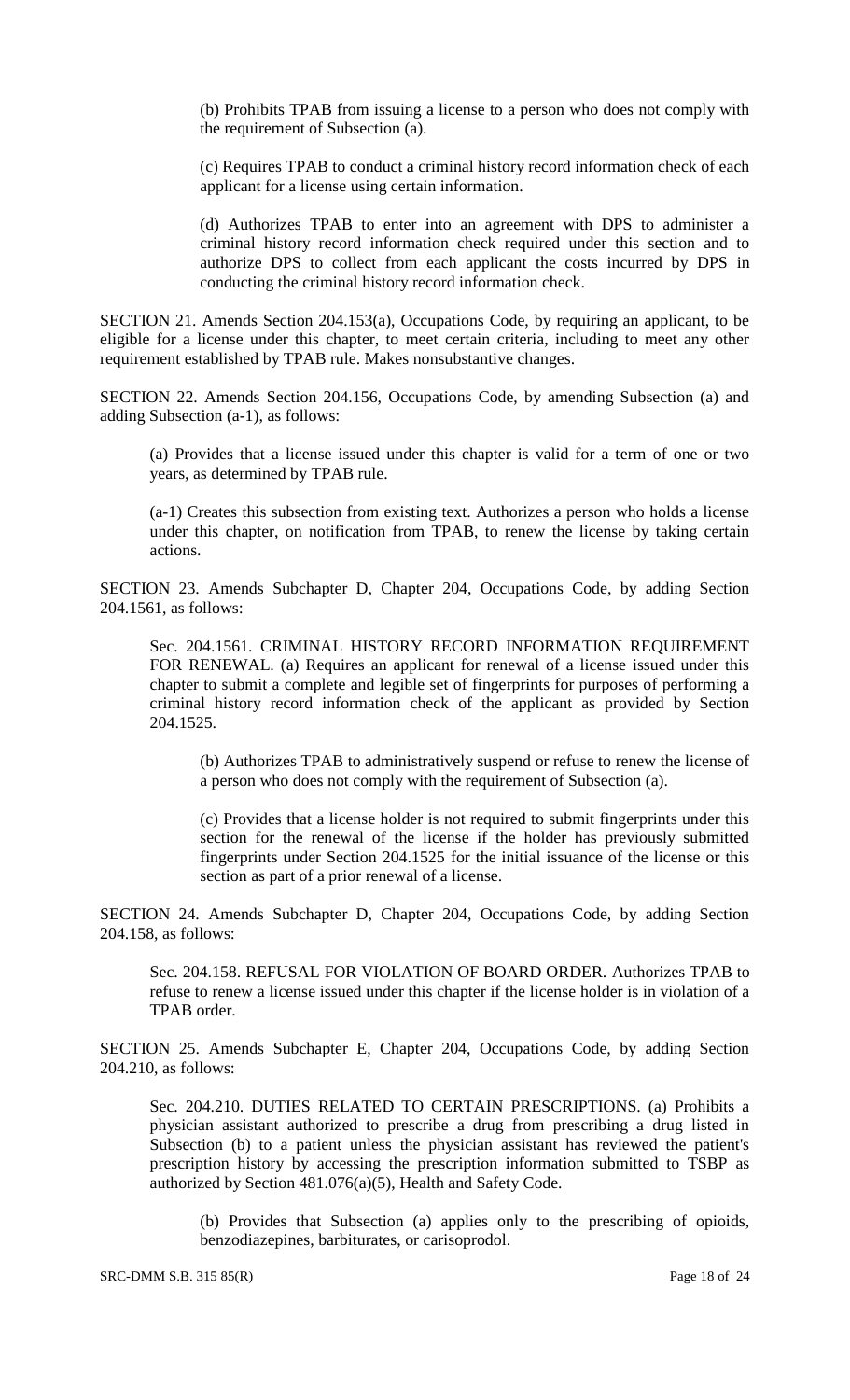(b) Prohibits TPAB from issuing a license to a person who does not comply with the requirement of Subsection (a).

(c) Requires TPAB to conduct a criminal history record information check of each applicant for a license using certain information.

(d) Authorizes TPAB to enter into an agreement with DPS to administer a criminal history record information check required under this section and to authorize DPS to collect from each applicant the costs incurred by DPS in conducting the criminal history record information check.

SECTION 21. Amends Section 204.153(a), Occupations Code, by requiring an applicant, to be eligible for a license under this chapter, to meet certain criteria, including to meet any other requirement established by TPAB rule. Makes nonsubstantive changes.

SECTION 22. Amends Section 204.156, Occupations Code, by amending Subsection (a) and adding Subsection (a-1), as follows:

(a) Provides that a license issued under this chapter is valid for a term of one or two years, as determined by TPAB rule.

(a-1) Creates this subsection from existing text. Authorizes a person who holds a license under this chapter, on notification from TPAB, to renew the license by taking certain actions.

SECTION 23. Amends Subchapter D, Chapter 204, Occupations Code, by adding Section 204.1561, as follows:

Sec. 204.1561. CRIMINAL HISTORY RECORD INFORMATION REQUIREMENT FOR RENEWAL. (a) Requires an applicant for renewal of a license issued under this chapter to submit a complete and legible set of fingerprints for purposes of performing a criminal history record information check of the applicant as provided by Section 204.1525.

(b) Authorizes TPAB to administratively suspend or refuse to renew the license of a person who does not comply with the requirement of Subsection (a).

(c) Provides that a license holder is not required to submit fingerprints under this section for the renewal of the license if the holder has previously submitted fingerprints under Section 204.1525 for the initial issuance of the license or this section as part of a prior renewal of a license.

SECTION 24. Amends Subchapter D, Chapter 204, Occupations Code, by adding Section 204.158, as follows:

Sec. 204.158. REFUSAL FOR VIOLATION OF BOARD ORDER. Authorizes TPAB to refuse to renew a license issued under this chapter if the license holder is in violation of a TPAB order.

SECTION 25. Amends Subchapter E, Chapter 204, Occupations Code, by adding Section 204.210, as follows:

Sec. 204.210. DUTIES RELATED TO CERTAIN PRESCRIPTIONS. (a) Prohibits a physician assistant authorized to prescribe a drug from prescribing a drug listed in Subsection (b) to a patient unless the physician assistant has reviewed the patient's prescription history by accessing the prescription information submitted to TSBP as authorized by Section 481.076(a)(5), Health and Safety Code.

(b) Provides that Subsection (a) applies only to the prescribing of opioids, benzodiazepines, barbiturates, or carisoprodol.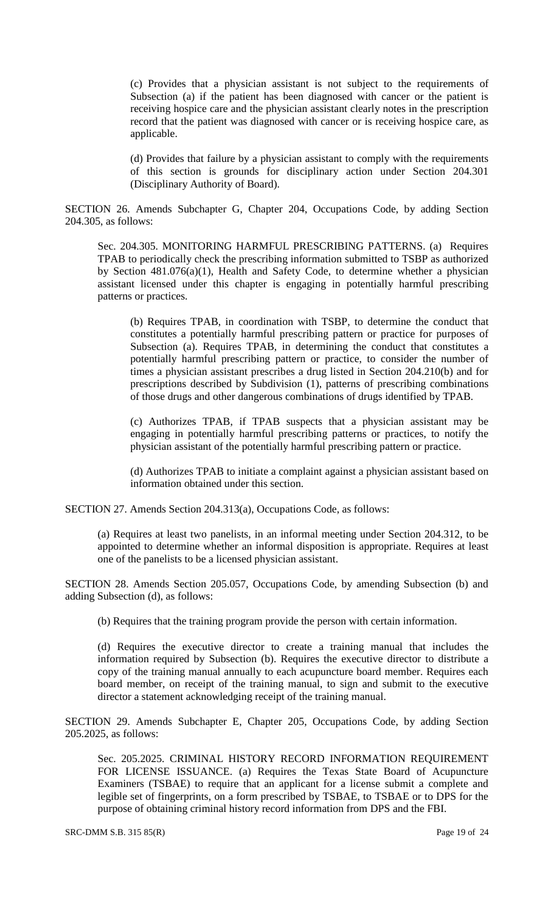(c) Provides that a physician assistant is not subject to the requirements of Subsection (a) if the patient has been diagnosed with cancer or the patient is receiving hospice care and the physician assistant clearly notes in the prescription record that the patient was diagnosed with cancer or is receiving hospice care, as applicable.

(d) Provides that failure by a physician assistant to comply with the requirements of this section is grounds for disciplinary action under Section 204.301 (Disciplinary Authority of Board).

SECTION 26. Amends Subchapter G, Chapter 204, Occupations Code, by adding Section 204.305, as follows:

Sec. 204.305. MONITORING HARMFUL PRESCRIBING PATTERNS. (a) Requires TPAB to periodically check the prescribing information submitted to TSBP as authorized by Section 481.076(a)(1), Health and Safety Code, to determine whether a physician assistant licensed under this chapter is engaging in potentially harmful prescribing patterns or practices.

(b) Requires TPAB, in coordination with TSBP, to determine the conduct that constitutes a potentially harmful prescribing pattern or practice for purposes of Subsection (a). Requires TPAB, in determining the conduct that constitutes a potentially harmful prescribing pattern or practice, to consider the number of times a physician assistant prescribes a drug listed in Section 204.210(b) and for prescriptions described by Subdivision (1), patterns of prescribing combinations of those drugs and other dangerous combinations of drugs identified by TPAB.

(c) Authorizes TPAB, if TPAB suspects that a physician assistant may be engaging in potentially harmful prescribing patterns or practices, to notify the physician assistant of the potentially harmful prescribing pattern or practice.

(d) Authorizes TPAB to initiate a complaint against a physician assistant based on information obtained under this section.

SECTION 27. Amends Section 204.313(a), Occupations Code, as follows:

(a) Requires at least two panelists, in an informal meeting under Section 204.312, to be appointed to determine whether an informal disposition is appropriate. Requires at least one of the panelists to be a licensed physician assistant.

SECTION 28. Amends Section 205.057, Occupations Code, by amending Subsection (b) and adding Subsection (d), as follows:

(b) Requires that the training program provide the person with certain information.

(d) Requires the executive director to create a training manual that includes the information required by Subsection (b). Requires the executive director to distribute a copy of the training manual annually to each acupuncture board member. Requires each board member, on receipt of the training manual, to sign and submit to the executive director a statement acknowledging receipt of the training manual.

SECTION 29. Amends Subchapter E, Chapter 205, Occupations Code, by adding Section 205.2025, as follows:

Sec. 205.2025. CRIMINAL HISTORY RECORD INFORMATION REQUIREMENT FOR LICENSE ISSUANCE. (a) Requires the Texas State Board of Acupuncture Examiners (TSBAE) to require that an applicant for a license submit a complete and legible set of fingerprints, on a form prescribed by TSBAE, to TSBAE or to DPS for the purpose of obtaining criminal history record information from DPS and the FBI.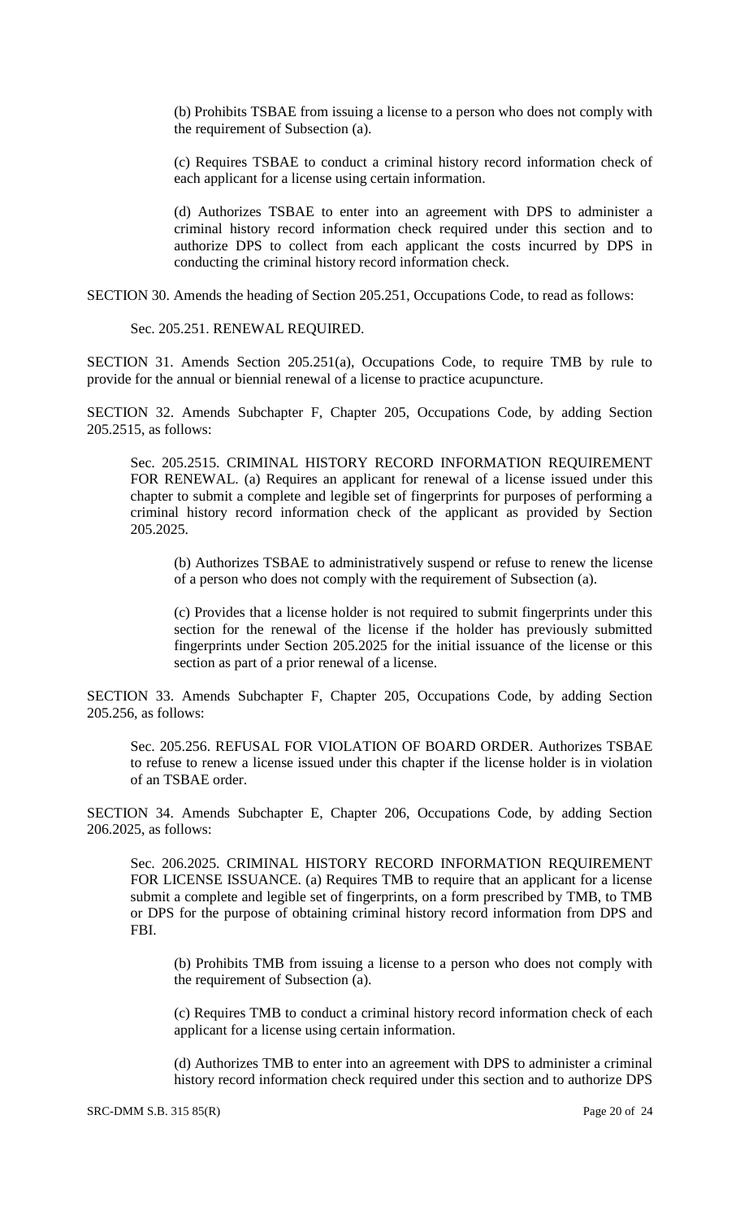(b) Prohibits TSBAE from issuing a license to a person who does not comply with the requirement of Subsection (a).

(c) Requires TSBAE to conduct a criminal history record information check of each applicant for a license using certain information.

(d) Authorizes TSBAE to enter into an agreement with DPS to administer a criminal history record information check required under this section and to authorize DPS to collect from each applicant the costs incurred by DPS in conducting the criminal history record information check.

SECTION 30. Amends the heading of Section 205.251, Occupations Code, to read as follows:

Sec. 205.251. RENEWAL REQUIRED.

SECTION 31. Amends Section 205.251(a), Occupations Code, to require TMB by rule to provide for the annual or biennial renewal of a license to practice acupuncture.

SECTION 32. Amends Subchapter F, Chapter 205, Occupations Code, by adding Section 205.2515, as follows:

Sec. 205.2515. CRIMINAL HISTORY RECORD INFORMATION REQUIREMENT FOR RENEWAL. (a) Requires an applicant for renewal of a license issued under this chapter to submit a complete and legible set of fingerprints for purposes of performing a criminal history record information check of the applicant as provided by Section 205.2025.

(b) Authorizes TSBAE to administratively suspend or refuse to renew the license of a person who does not comply with the requirement of Subsection (a).

(c) Provides that a license holder is not required to submit fingerprints under this section for the renewal of the license if the holder has previously submitted fingerprints under Section 205.2025 for the initial issuance of the license or this section as part of a prior renewal of a license.

SECTION 33. Amends Subchapter F, Chapter 205, Occupations Code, by adding Section 205.256, as follows:

Sec. 205.256. REFUSAL FOR VIOLATION OF BOARD ORDER. Authorizes TSBAE to refuse to renew a license issued under this chapter if the license holder is in violation of an TSBAE order.

SECTION 34. Amends Subchapter E, Chapter 206, Occupations Code, by adding Section 206.2025, as follows:

Sec. 206.2025. CRIMINAL HISTORY RECORD INFORMATION REQUIREMENT FOR LICENSE ISSUANCE. (a) Requires TMB to require that an applicant for a license submit a complete and legible set of fingerprints, on a form prescribed by TMB, to TMB or DPS for the purpose of obtaining criminal history record information from DPS and FBI.

(b) Prohibits TMB from issuing a license to a person who does not comply with the requirement of Subsection (a).

(c) Requires TMB to conduct a criminal history record information check of each applicant for a license using certain information.

(d) Authorizes TMB to enter into an agreement with DPS to administer a criminal history record information check required under this section and to authorize DPS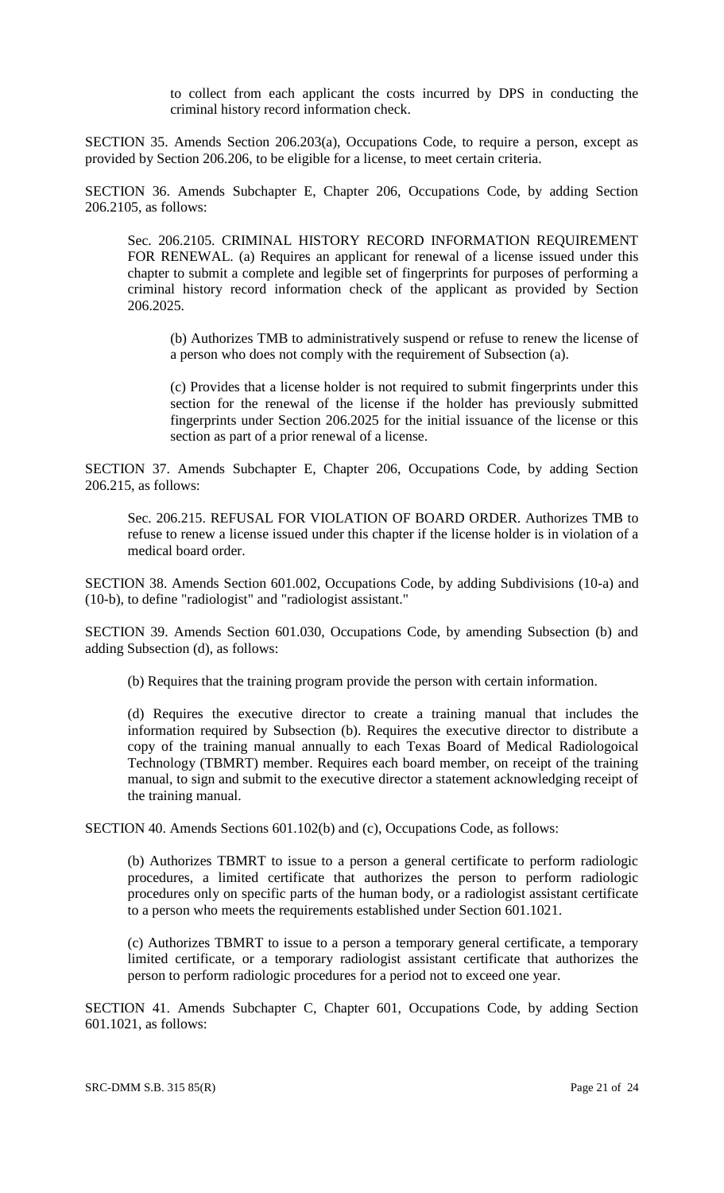to collect from each applicant the costs incurred by DPS in conducting the criminal history record information check.

SECTION 35. Amends Section 206.203(a), Occupations Code, to require a person, except as provided by Section 206.206, to be eligible for a license, to meet certain criteria.

SECTION 36. Amends Subchapter E, Chapter 206, Occupations Code, by adding Section 206.2105, as follows:

Sec. 206.2105. CRIMINAL HISTORY RECORD INFORMATION REQUIREMENT FOR RENEWAL. (a) Requires an applicant for renewal of a license issued under this chapter to submit a complete and legible set of fingerprints for purposes of performing a criminal history record information check of the applicant as provided by Section 206.2025.

(b) Authorizes TMB to administratively suspend or refuse to renew the license of a person who does not comply with the requirement of Subsection (a).

(c) Provides that a license holder is not required to submit fingerprints under this section for the renewal of the license if the holder has previously submitted fingerprints under Section 206.2025 for the initial issuance of the license or this section as part of a prior renewal of a license.

SECTION 37. Amends Subchapter E, Chapter 206, Occupations Code, by adding Section 206.215, as follows:

Sec. 206.215. REFUSAL FOR VIOLATION OF BOARD ORDER. Authorizes TMB to refuse to renew a license issued under this chapter if the license holder is in violation of a medical board order.

SECTION 38. Amends Section 601.002, Occupations Code, by adding Subdivisions (10-a) and (10-b), to define "radiologist" and "radiologist assistant."

SECTION 39. Amends Section 601.030, Occupations Code, by amending Subsection (b) and adding Subsection (d), as follows:

(b) Requires that the training program provide the person with certain information.

(d) Requires the executive director to create a training manual that includes the information required by Subsection (b). Requires the executive director to distribute a copy of the training manual annually to each Texas Board of Medical Radiologoical Technology (TBMRT) member. Requires each board member, on receipt of the training manual, to sign and submit to the executive director a statement acknowledging receipt of the training manual.

SECTION 40. Amends Sections 601.102(b) and (c), Occupations Code, as follows:

(b) Authorizes TBMRT to issue to a person a general certificate to perform radiologic procedures, a limited certificate that authorizes the person to perform radiologic procedures only on specific parts of the human body, or a radiologist assistant certificate to a person who meets the requirements established under Section 601.1021.

(c) Authorizes TBMRT to issue to a person a temporary general certificate, a temporary limited certificate, or a temporary radiologist assistant certificate that authorizes the person to perform radiologic procedures for a period not to exceed one year.

SECTION 41. Amends Subchapter C, Chapter 601, Occupations Code, by adding Section 601.1021, as follows: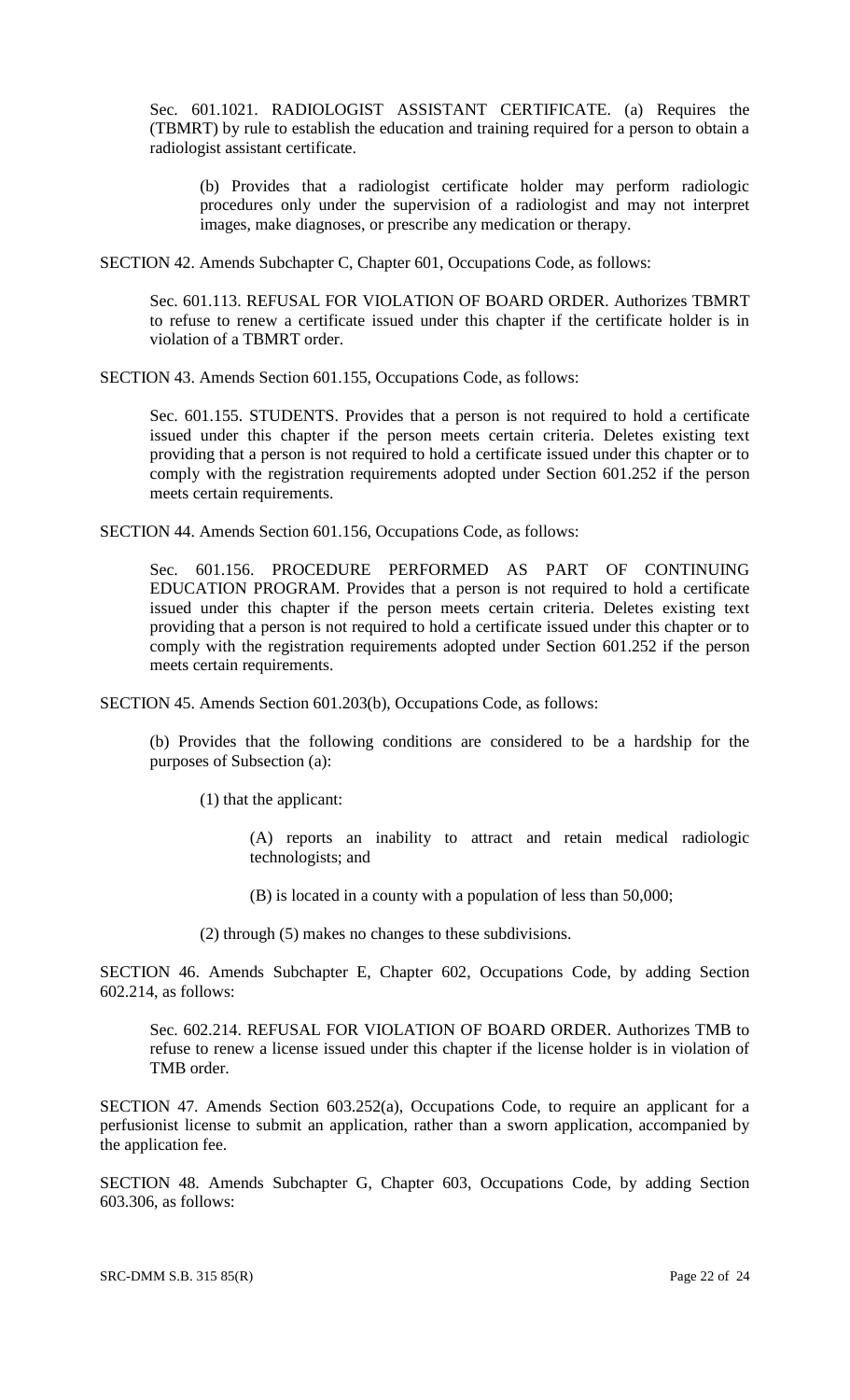Sec. 601.1021. RADIOLOGIST ASSISTANT CERTIFICATE. (a) Requires the (TBMRT) by rule to establish the education and training required for a person to obtain a radiologist assistant certificate.

(b) Provides that a radiologist certificate holder may perform radiologic procedures only under the supervision of a radiologist and may not interpret images, make diagnoses, or prescribe any medication or therapy.

SECTION 42. Amends Subchapter C, Chapter 601, Occupations Code, as follows:

Sec. 601.113. REFUSAL FOR VIOLATION OF BOARD ORDER. Authorizes TBMRT to refuse to renew a certificate issued under this chapter if the certificate holder is in violation of a TBMRT order.

SECTION 43. Amends Section 601.155, Occupations Code, as follows:

Sec. 601.155. STUDENTS. Provides that a person is not required to hold a certificate issued under this chapter if the person meets certain criteria. Deletes existing text providing that a person is not required to hold a certificate issued under this chapter or to comply with the registration requirements adopted under Section 601.252 if the person meets certain requirements.

SECTION 44. Amends Section 601.156, Occupations Code, as follows:

Sec. 601.156. PROCEDURE PERFORMED AS PART OF CONTINUING EDUCATION PROGRAM. Provides that a person is not required to hold a certificate issued under this chapter if the person meets certain criteria. Deletes existing text providing that a person is not required to hold a certificate issued under this chapter or to comply with the registration requirements adopted under Section 601.252 if the person meets certain requirements.

SECTION 45. Amends Section 601.203(b), Occupations Code, as follows:

(b) Provides that the following conditions are considered to be a hardship for the purposes of Subsection (a):

(1) that the applicant:

(A) reports an inability to attract and retain medical radiologic technologists; and

(B) is located in a county with a population of less than 50,000;

(2) through (5) makes no changes to these subdivisions.

SECTION 46. Amends Subchapter E, Chapter 602, Occupations Code, by adding Section 602.214, as follows:

Sec. 602.214. REFUSAL FOR VIOLATION OF BOARD ORDER. Authorizes TMB to refuse to renew a license issued under this chapter if the license holder is in violation of TMB order.

SECTION 47. Amends Section 603.252(a), Occupations Code, to require an applicant for a perfusionist license to submit an application, rather than a sworn application, accompanied by the application fee.

SECTION 48. Amends Subchapter G, Chapter 603, Occupations Code, by adding Section 603.306, as follows: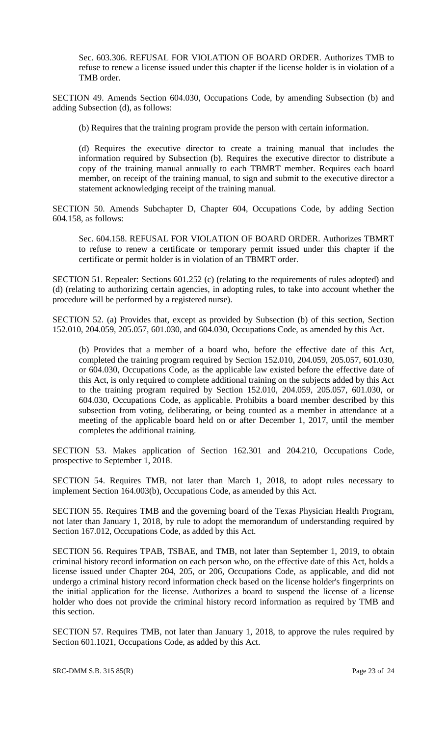Sec. 603.306. REFUSAL FOR VIOLATION OF BOARD ORDER. Authorizes TMB to refuse to renew a license issued under this chapter if the license holder is in violation of a TMB order.

SECTION 49. Amends Section 604.030, Occupations Code, by amending Subsection (b) and adding Subsection (d), as follows:

(b) Requires that the training program provide the person with certain information.

(d) Requires the executive director to create a training manual that includes the information required by Subsection (b). Requires the executive director to distribute a copy of the training manual annually to each TBMRT member. Requires each board member, on receipt of the training manual, to sign and submit to the executive director a statement acknowledging receipt of the training manual.

SECTION 50. Amends Subchapter D, Chapter 604, Occupations Code, by adding Section 604.158, as follows:

Sec. 604.158. REFUSAL FOR VIOLATION OF BOARD ORDER. Authorizes TBMRT to refuse to renew a certificate or temporary permit issued under this chapter if the certificate or permit holder is in violation of an TBMRT order.

SECTION 51. Repealer: Sections 601.252 (c) (relating to the requirements of rules adopted) and (d) (relating to authorizing certain agencies, in adopting rules, to take into account whether the procedure will be performed by a registered nurse).

SECTION 52. (a) Provides that, except as provided by Subsection (b) of this section, Section 152.010, 204.059, 205.057, 601.030, and 604.030, Occupations Code, as amended by this Act.

(b) Provides that a member of a board who, before the effective date of this Act, completed the training program required by Section 152.010, 204.059, 205.057, 601.030, or 604.030, Occupations Code, as the applicable law existed before the effective date of this Act, is only required to complete additional training on the subjects added by this Act to the training program required by Section 152.010, 204.059, 205.057, 601.030, or 604.030, Occupations Code, as applicable. Prohibits a board member described by this subsection from voting, deliberating, or being counted as a member in attendance at a meeting of the applicable board held on or after December 1, 2017, until the member completes the additional training.

SECTION 53. Makes application of Section 162.301 and 204.210, Occupations Code, prospective to September 1, 2018.

SECTION 54. Requires TMB, not later than March 1, 2018, to adopt rules necessary to implement Section 164.003(b), Occupations Code, as amended by this Act.

SECTION 55. Requires TMB and the governing board of the Texas Physician Health Program, not later than January 1, 2018, by rule to adopt the memorandum of understanding required by Section 167.012, Occupations Code, as added by this Act.

SECTION 56. Requires TPAB, TSBAE, and TMB, not later than September 1, 2019, to obtain criminal history record information on each person who, on the effective date of this Act, holds a license issued under Chapter 204, 205, or 206, Occupations Code, as applicable, and did not undergo a criminal history record information check based on the license holder's fingerprints on the initial application for the license. Authorizes a board to suspend the license of a license holder who does not provide the criminal history record information as required by TMB and this section.

SECTION 57. Requires TMB, not later than January 1, 2018, to approve the rules required by Section 601.1021, Occupations Code, as added by this Act.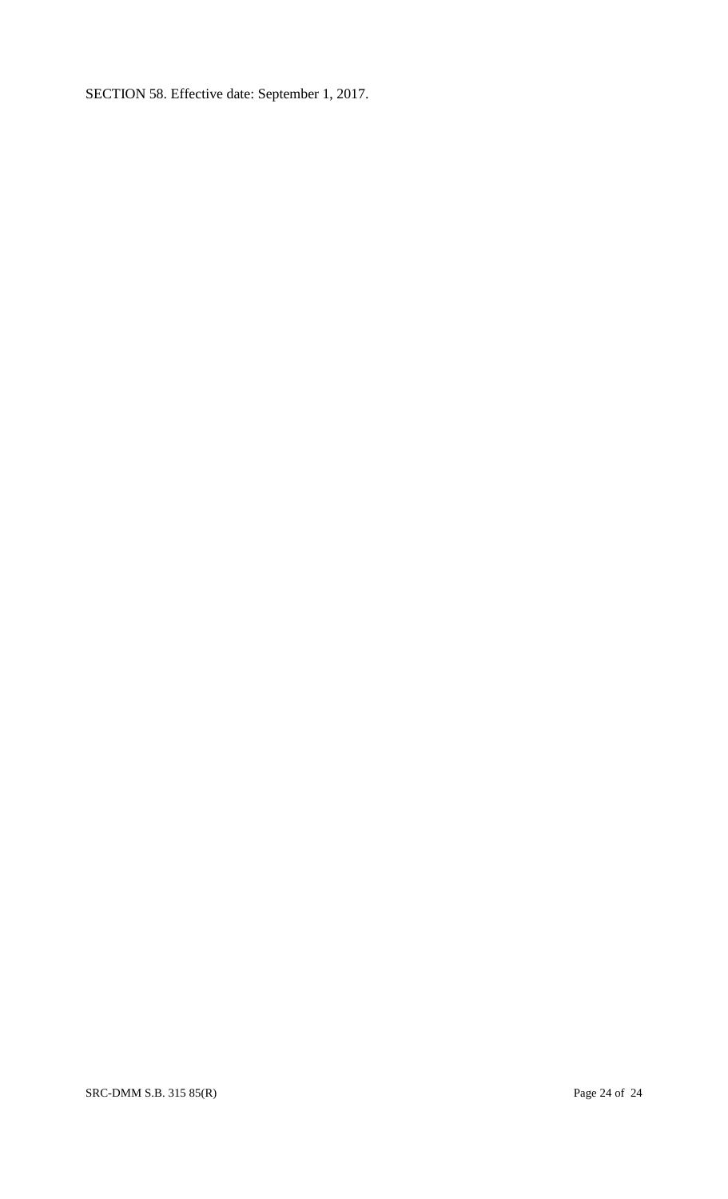SECTION 58. Effective date: September 1, 2017.